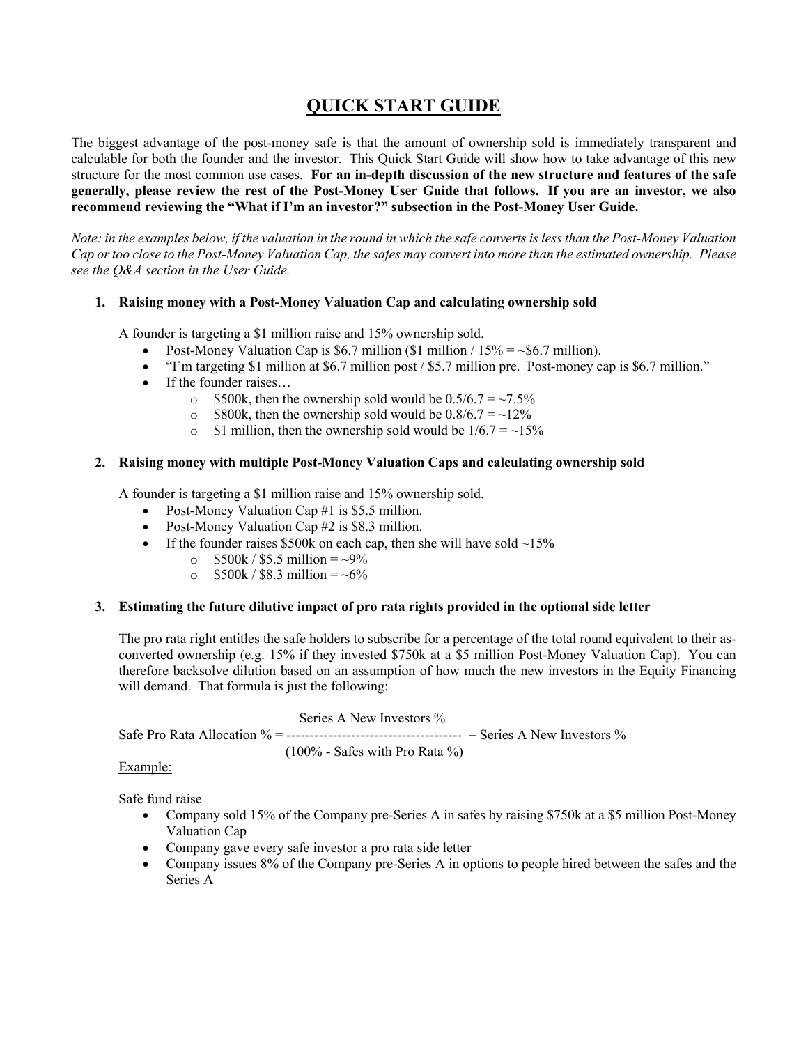# QUICK START GUIDE

The biggest advantage of the post-money safe is that the amount of ownership sold is immediately transparent and calculable for both the founder and the investor. This Quick Start Guide will show how to take advantage of this new structure for the most common use cases. **For an in-depth discussion of the new structure and features of the safe generally, please review the rest of the Post-Money User Guide that follows. If you are an investor, we also recommend reviewing the "What if I'm an investor?" subsection in the Post-Money User Guide.**

*Note: in the examples below, if the valuation in the round in which the safe converts is less than the Post-Money Valuation Cap or too close to the Post-Money Valuation Cap, the safes may convert into more than the estimated ownership. Please see the Q&A section in the User Guide.*

1. **Raising money with a Post-Money Valuation Cap and calculating ownership sold**

   A founder is targeting a $1 million raise and 15% ownership sold.

   - Post-Money Valuation Cap is $6.7 million ($1 million / 15% = ~$6.7 million).
   - "I'm targeting $1 million at $6.7 million post / $5.7 million pre. Post-money cap is $6.7 million."
   - If the founder raises…
     - $500k, then the ownership sold would be 0.5/6.7 = ~7.5%
     - $800k, then the ownership sold would be 0.8/6.7 = ~12%
     - $1 million, then the ownership sold would be 1/6.7 = ~15%

2. **Raising money with multiple Post-Money Valuation Caps and calculating ownership sold**

   A founder is targeting a $1 million raise and 15% ownership sold.

   - Post-Money Valuation Cap #1 is $5.5 million.
   - Post-Money Valuation Cap #2 is $8.3 million.
   - If the founder raises $500k on each cap, then she will have sold ~15%
     - $500k / $5.5 million = ~9%
     - $500k / $8.3 million = ~6%

3. **Estimating the future dilutive impact of pro rata rights provided in the optional side letter**

   The pro rata right entitles the safe holders to subscribe for a percentage of the total round equivalent to their as-converted ownership (e.g. 15% if they invested $750k at a $5 million Post-Money Valuation Cap). You can therefore backsolve dilution based on an assumption of how much the new investors in the Equity Financing will demand. That formula is just the following:

$$\text{Safe Pro Rata Allocation \%} = \frac{\text{Series A New Investors \%}}{(100\% - \text{Safes with Pro Rata \%})} - \text{Series A New Investors \%}$$

<u>Example:</u>

Safe fund raise

- Company sold 15% of the Company pre-Series A in safes by raising $750k at a $5 million Post-Money Valuation Cap
- Company gave every safe investor a pro rata side letter
- Company issues 8% of the Company pre-Series A in options to people hired between the safes and the Series A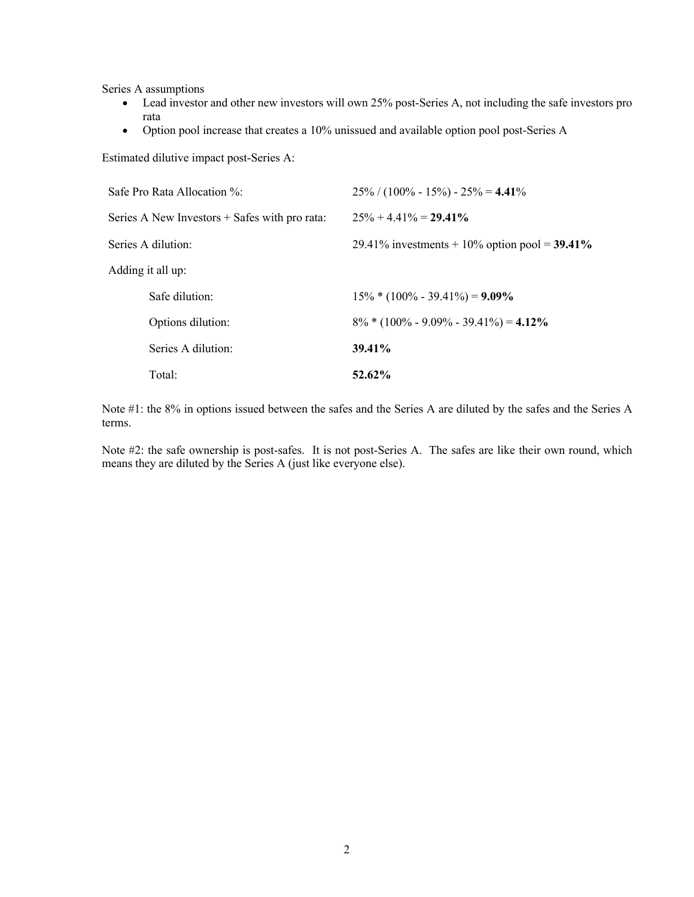Series A assumptions

- Lead investor and other new investors will own 25% post-Series A, not including the safe investors pro rata
- Option pool increase that creates a 10% unissued and available option pool post-Series A

Estimated dilutive impact post-Series A:

| | |
|---|---|
| Safe Pro Rata Allocation %: | 25% / (100% - 15%) - 25% = **4.41**% |
| Series A New Investors + Safes with pro rata: | 25% + 4.41% = **29.41%** |
| Series A dilution: | 29.41% investments + 10% option pool = **39.41%** |
| Adding it all up: | |
| Safe dilution: | 15% * (100% - 39.41%) = **9.09%** |
| Options dilution: | 8% * (100% - 9.09% - 39.41%) = **4.12%** |
| Series A dilution: | **39.41%** |
| Total: | **52.62%** |

Note #1: the 8% in options issued between the safes and the Series A are diluted by the safes and the Series A terms.

Note #2: the safe ownership is post-safes. It is not post-Series A. The safes are like their own round, which means they are diluted by the Series A (just like everyone else).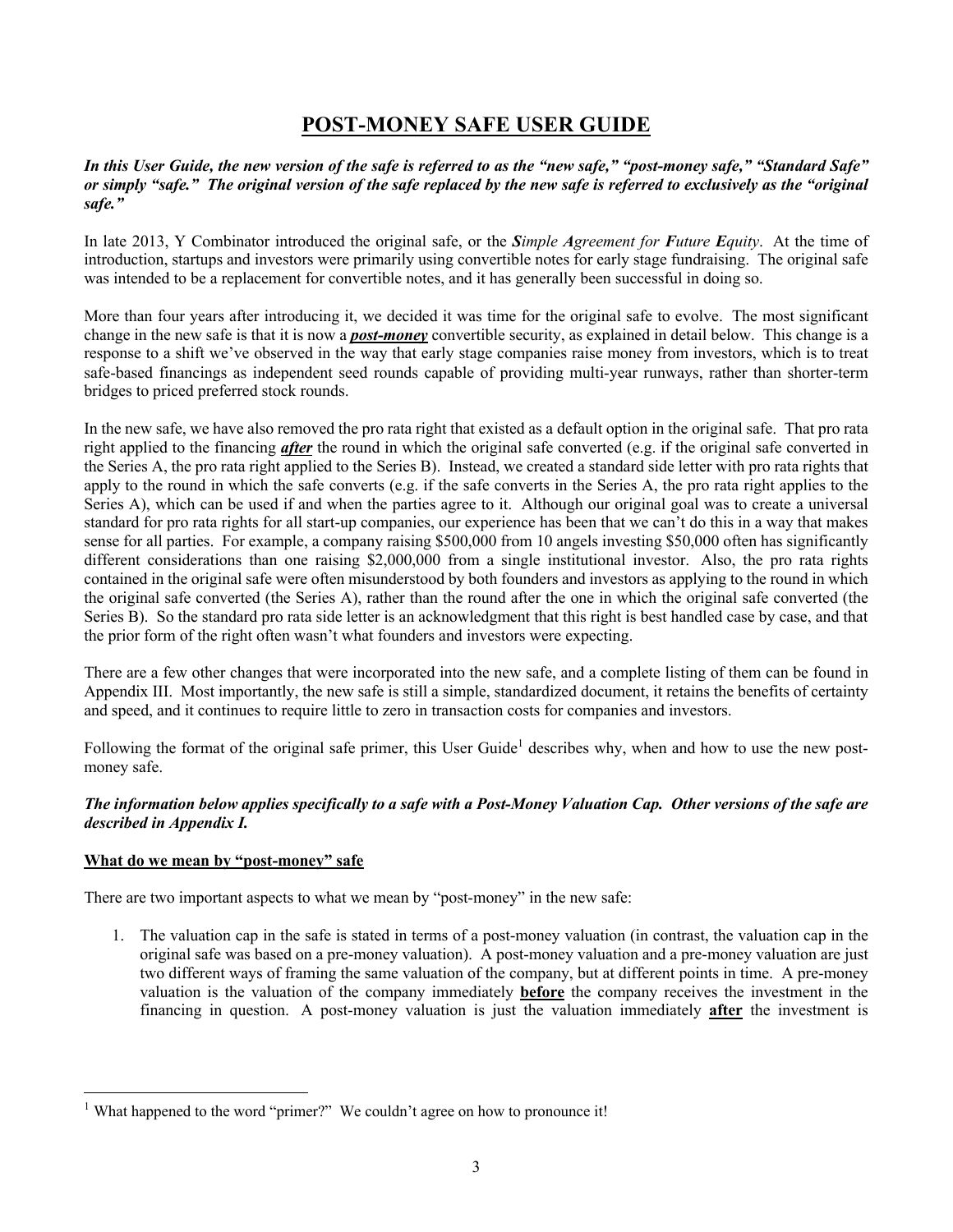# POST-MONEY SAFE USER GUIDE

***In this User Guide, the new version of the safe is referred to as the "new safe," "post-money safe," "Standard Safe" or simply "safe." The original version of the safe replaced by the new safe is referred to as exclusively as the "original safe."***

In late 2013, Y Combinator introduced the original safe, or the ***S****imple* ***A****greement for* ***F****uture* ***E****quity*. At the time of introduction, startups and investors were primarily using convertible notes for early stage fundraising. The original safe was intended to be a replacement for convertible notes, and it has generally been successful in doing so.

More than four years after introducing it, we decided it was time for the original safe to evolve. The most significant change in the new safe is that it is now a ***post-money*** convertible security, as explained in detail below. This change is a response to a shift we've observed in the way that early stage companies raise money from investors, which is to treat safe-based financings as independent seed rounds capable of providing multi-year runways, rather than shorter-term bridges to priced preferred stock rounds.

In the new safe, we have also removed the pro rata right that existed as a default option in the original safe. That pro rata right applied to the financing ***after*** the round in which the original safe converted (e.g. if the original safe converted in the Series A, the pro rata right applied to the Series B). Instead, we created a standard side letter with pro rata rights that apply to the round in which the safe converts (e.g. if the safe converts in the Series A, the pro rata right applies to the Series A), which can be used if and when the parties agree to it. Although our original goal was to create a universal standard for pro rata rights for all start-up companies, our experience has been that we can't do this in a way that makes sense for all parties. For example, a company raising $500,000 from 10 angels investing $50,000 often has significantly different considerations than one raising $2,000,000 from a single institutional investor. Also, the pro rata rights contained in the original safe were often misunderstood by both founders and investors as applying to the round in which the original safe converted (the Series A), rather than the round after the one in which the original safe converted (the Series B). So the standard pro rata side letter is an acknowledgment that this right is best handled case by case, and that the prior form of the right often wasn't what founders and investors were expecting.

There are a few other changes that were incorporated into the new safe, and a complete listing of them can be found in Appendix III. Most importantly, the new safe is still a simple, standardized document, it retains the benefits of certainty and speed, and it continues to require little to zero in transaction costs for companies and investors.

Following the format of the original safe primer, this User Guide[1] describes why, when and how to use the new post-money safe.

***The information below applies specifically to a safe with a Post-Money Valuation Cap. Other versions of the safe are described in Appendix I.***

**What do we mean by "post-money" safe**

There are two important aspects to what we mean by "post-money" in the new safe:

1. The valuation cap in the safe is stated in terms of a post-money valuation (in contrast, the valuation cap in the original safe was based on a pre-money valuation). A post-money valuation and a pre-money valuation are just two different ways of framing the same valuation of the company, but at different points in time. A pre-money valuation is the valuation of the company immediately **before** the company receives the investment in the financing in question. A post-money valuation is just the valuation immediately **after** the investment is

[1] What happened to the word "primer?" We couldn't agree on how to pronounce it!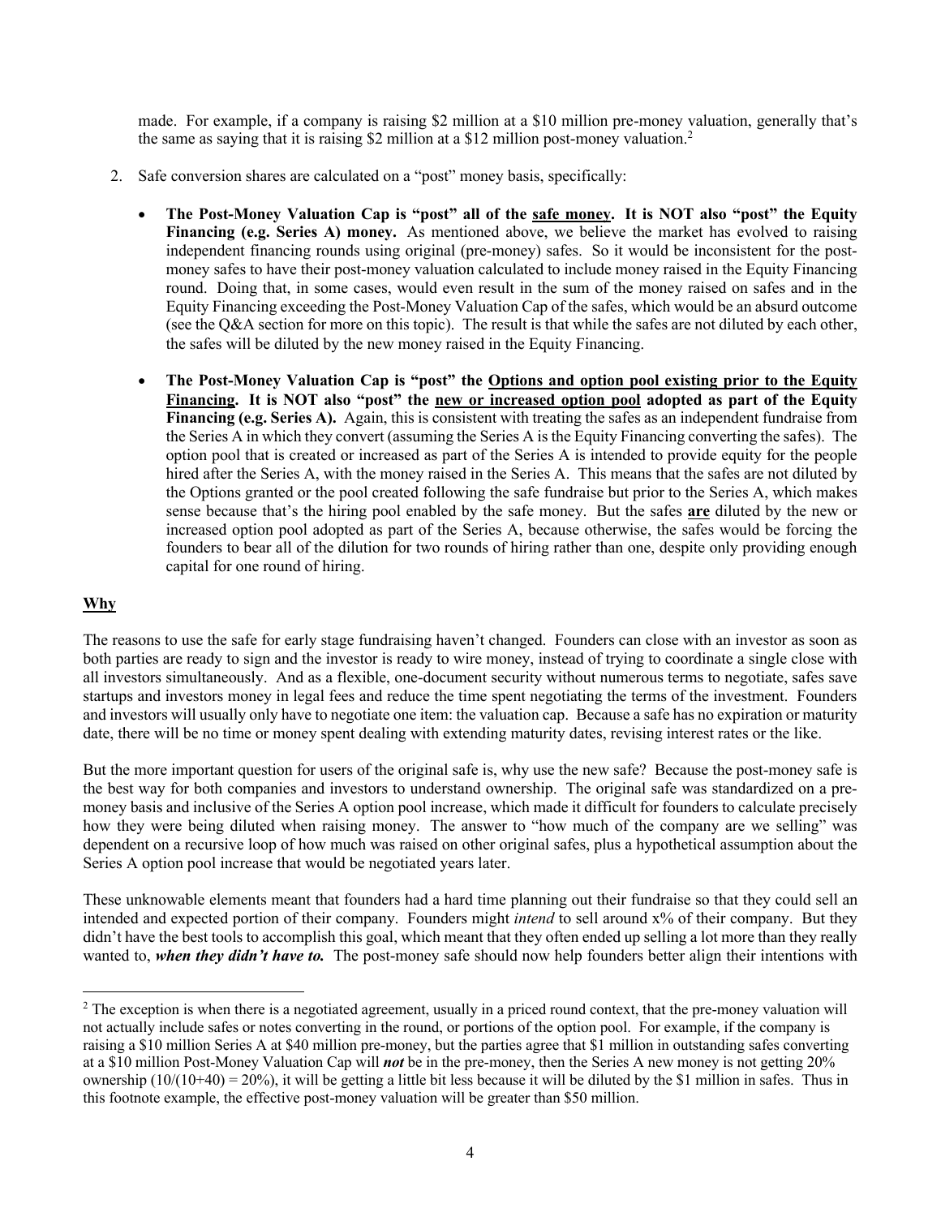made. For example, if a company is raising \$2 million at a \$10 million pre-money valuation, generally that's the same as saying that it is raising \$2 million at a \$12 million post-money valuation.[2]

2. Safe conversion shares are calculated on a "post" money basis, specifically:

   - **The Post-Money Valuation Cap is "post" all of the <u>safe money</u>. It is NOT also "post" the Equity Financing (e.g. Series A) money.** As mentioned above, we believe the market has evolved to raising independent financing rounds using original (pre-money) safes. So it would be inconsistent for the post-money safes to have their post-money valuation calculated to include money raised in the Equity Financing round. Doing that, in some cases, would even result in the sum of the money raised on safes and in the Equity Financing exceeding the Post-Money Valuation Cap of the safes, which would be an absurd outcome (see the Q&A section for more on this topic). The result is that while the safes are not diluted by each other, the safes will be diluted by the new money raised in the Equity Financing.

   - **The Post-Money Valuation Cap is "post" the <u>Options and option pool existing prior to the Equity Financing</u>. It is NOT also "post" the <u>new or increased option pool</u> adopted as part of the Equity Financing (e.g. Series A).** Again, this is consistent with treating the safes as an independent fundraise from the Series A in which they convert (assuming the Series A is the Equity Financing converting the safes). The option pool that is created or increased as part of the Series A is intended to provide equity for the people hired after the Series A, with the money raised in the Series A. This means that the safes are not diluted by the Options granted or the pool created following the safe fundraise but prior to the Series A, which makes sense because that's the hiring pool enabled by the safe money. But the safes <u>**are**</u> diluted by the new or increased option pool adopted as part of the Series A, because otherwise, the safes would be forcing the founders to bear all of the dilution for two rounds of hiring rather than one, despite only providing enough capital for one round of hiring.

<u>**Why**</u>

The reasons to use the safe for early stage fundraising haven't changed. Founders can close with an investor as soon as both parties are ready to sign and the investor is ready to wire money, instead of trying to coordinate a single close with all investors simultaneously. And as a flexible, one-document security without numerous terms to negotiate, safes save startups and investors money in legal fees and reduce the time spent negotiating the terms of the investment. Founders and investors will usually only have to negotiate one item: the valuation cap. Because a safe has no expiration or maturity date, there will be no time or money spent dealing with extending maturity dates, revising interest rates or the like.

But the more important question for users of the original safe is, why use the new safe? Because the post-money safe is the best way for both companies and investors to understand ownership. The original safe was standardized on a pre-money basis and inclusive of the Series A option pool increase, which made it difficult for founders to calculate precisely how they were being diluted when raising money. The answer to "how much of the company are we selling" was dependent on a recursive loop of how much was raised on other original safes, plus a hypothetical assumption about the Series A option pool increase that would be negotiated years later.

These unknowable elements meant that founders had a hard time planning out their fundraise so that they could sell an intended and expected portion of their company. Founders might *intend* to sell around x% of their company. But they didn't have the best tools to accomplish this goal, which meant that they often ended up selling a lot more than they really wanted to, ***when they didn't have to.*** The post-money safe should now help founders better align their intentions with

---

[2] The exception is when there is a negotiated agreement, usually in a priced round context, that the pre-money valuation will not actually include safes or notes converting in the round, or portions of the option pool. For example, if the company is raising a \$10 million Series A at \$40 million pre-money, but the parties agree that \$1 million in outstanding safes converting at a \$10 million Post-Money Valuation Cap will ***not*** be in the pre-money, then the Series A new money is not getting 20% ownership ($10/(10+40) = 20\%$), it will be getting a little bit less because it will be diluted by the \$1 million in safes. Thus in this footnote example, the effective post-money valuation will be greater than \$50 million.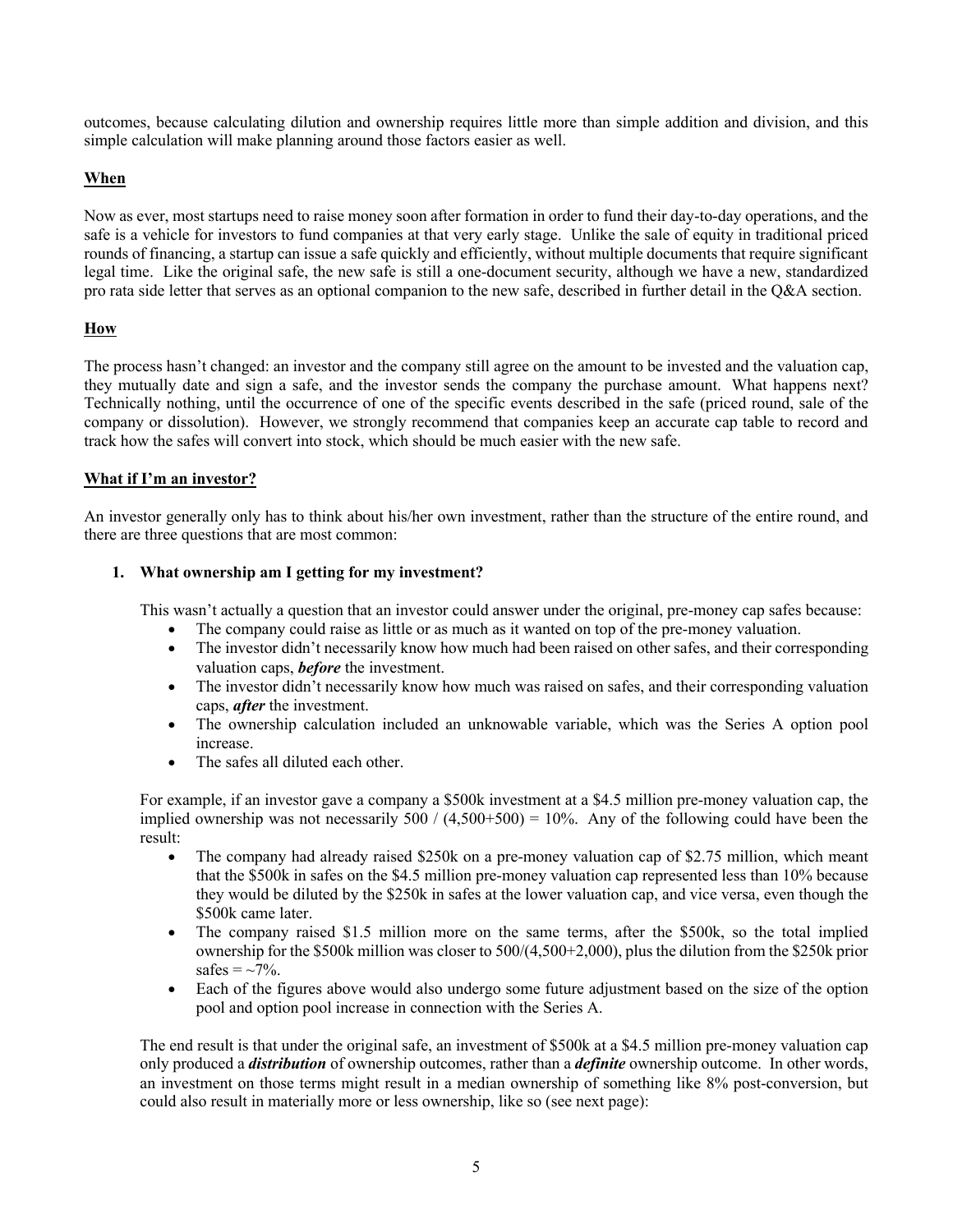outcomes, because calculating dilution and ownership requires little more than simple addition and division, and this simple calculation will make planning around those factors easier as well.

## When

Now as ever, most startups need to raise money soon after formation in order to fund their day-to-day operations, and the safe is a vehicle for investors to fund companies at that very early stage. Unlike the sale of equity in traditional priced rounds of financing, a startup can issue a safe quickly and efficiently, without multiple documents that require significant legal time. Like the original safe, the new safe is still a one-document security, although we have a new, standardized pro rata side letter that serves as an optional companion to the new safe, described in further detail in the Q&A section.

## How

The process hasn't changed: an investor and the company still agree on the amount to be invested and the valuation cap, they mutually date and sign a safe, and the investor sends the company the purchase amount. What happens next? Technically nothing, until the occurrence of one of the specific events described in the safe (priced round, sale of the company or dissolution). However, we strongly recommend that companies keep an accurate cap table to record and track how the safes will convert into stock, which should be much easier with the new safe.

## What if I'm an investor?

An investor generally only has to think about his/her own investment, rather than the structure of the entire round, and there are three questions that are most common:

**1. What ownership am I getting for my investment?**

This wasn't actually a question that an investor could answer under the original, pre-money cap safes because:

- The company could raise as little or as much as it wanted on top of the pre-money valuation.
- The investor didn't necessarily know how much had been raised on other safes, and their corresponding valuation caps, ***before*** the investment.
- The investor didn't necessarily know how much was raised on safes, and their corresponding valuation caps, ***after*** the investment.
- The ownership calculation included an unknowable variable, which was the Series A option pool increase.
- The safes all diluted each other.

For example, if an investor gave a company a $500k investment at a $4.5 million pre-money valuation cap, the implied ownership was not necessarily 500 / (4,500+500) = 10%. Any of the following could have been the result:

- The company had already raised $250k on a pre-money valuation cap of $2.75 million, which meant that the $500k in safes on the $4.5 million pre-money valuation cap represented less than 10% because they would be diluted by the $250k in safes at the lower valuation cap, and vice versa, even though the $500k came later.
- The company raised $1.5 million more on the same terms, after the $500k, so the total implied ownership for the $500k million was closer to 500/(4,500+2,000), plus the dilution from the $250k prior safes = ~7%.
- Each of the figures above would also undergo some future adjustment based on the size of the option pool and option pool increase in connection with the Series A.

The end result is that under the original safe, an investment of $500k at a $4.5 million pre-money valuation cap only produced a ***distribution*** of ownership outcomes, rather than a ***definite*** ownership outcome. In other words, an investment on those terms might result in a median ownership of something like 8% post-conversion, but could also result in materially more or less ownership, like so (see next page):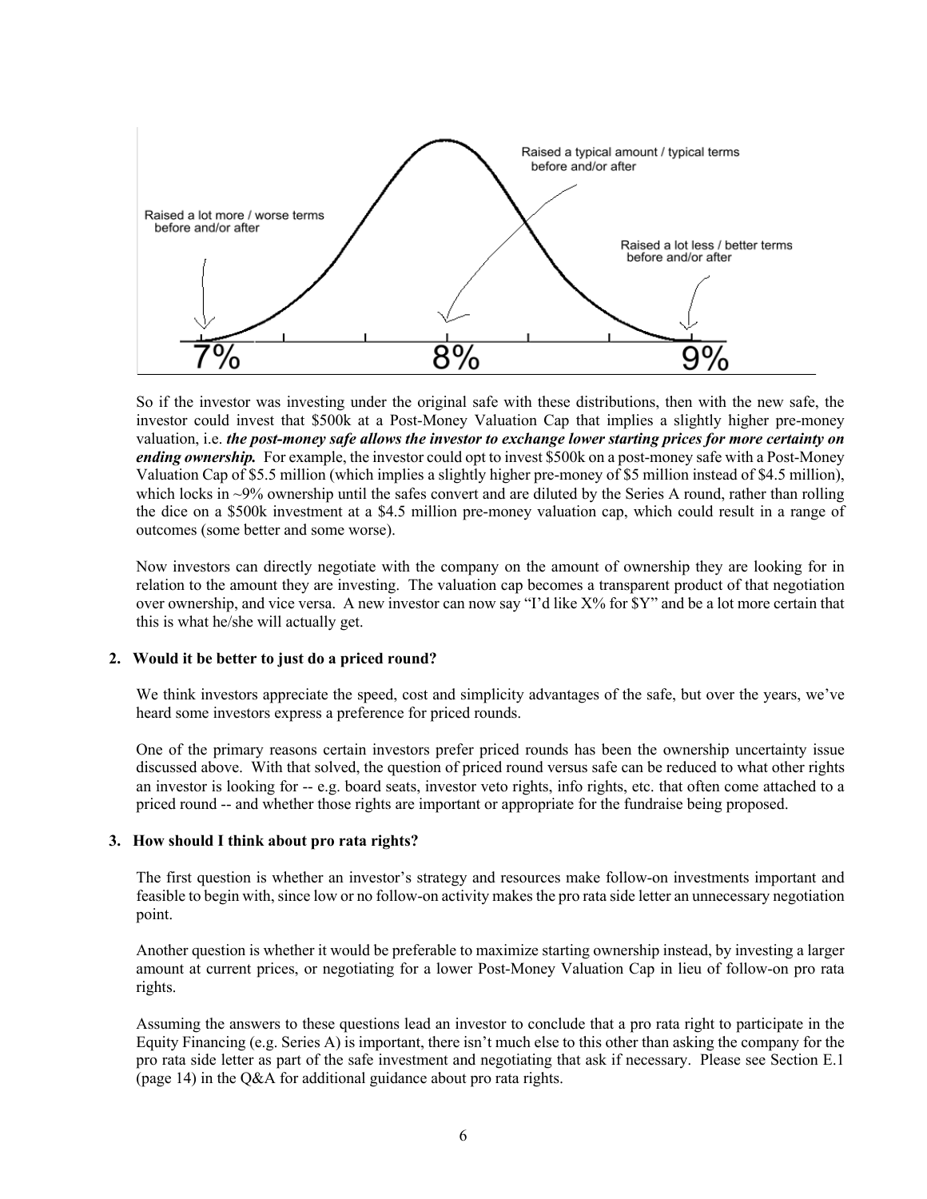Raised a lot more / worse terms before and/or after

Raised a typical amount / typical terms before and/or after

Raised a lot less / better terms before and/or after

7%

8%

9%

So if the investor was investing under the original safe with these distributions, then with the new safe, the investor could invest that $500k at a Post-Money Valuation Cap that implies a slightly higher pre-money valuation, i.e. ***the post-money safe allows the investor to exchange lower starting prices for more certainty on ending ownership.*** For example, the investor could opt to invest $500k on a post-money safe with a Post-Money Valuation Cap of $5.5 million (which implies a slightly higher pre-money of $5 million instead of $4.5 million), which locks in ~9% ownership until the safes convert and are diluted by the Series A round, rather than rolling the dice on a $500k investment at a $4.5 million pre-money valuation cap, which could result in a range of outcomes (some better and some worse).

Now investors can directly negotiate with the company on the amount of ownership they are looking for in relation to the amount they are investing. The valuation cap becomes a transparent product of that negotiation over ownership, and vice versa. A new investor can now say "I'd like X% for $Y" and be a lot more certain that this is what he/she will actually get.

**2. Would it be better to just do a priced round?**

We think investors appreciate the speed, cost and simplicity advantages of the safe, but over the years, we've heard some investors express a preference for priced rounds.

One of the primary reasons certain investors prefer priced rounds has been the ownership uncertainty issue discussed above. With that solved, the question of priced round versus safe can be reduced to what other rights an investor is looking for -- e.g. board seats, investor veto rights, info rights, etc. that often come attached to a priced round -- and whether those rights are important or appropriate for the fundraise being proposed.

**3. How should I think about pro rata rights?**

The first question is whether an investor's strategy and resources make follow-on investments important and feasible to begin with, since low or no follow-on activity makes the pro rata side letter an unnecessary negotiation point.

Another question is whether it would be preferable to maximize starting ownership instead, by investing a larger amount at current prices, or negotiating for a lower Post-Money Valuation Cap in lieu of follow-on pro rata rights.

Assuming the answers to these questions lead an investor to conclude that a pro rata right to participate in the Equity Financing (e.g. Series A) is important, there isn't much else to this other than asking the company for the pro rata side letter as part of the safe investment and negotiating that ask if necessary. Please see Section E.1 (page 14) in the Q&A for additional guidance about pro rata rights.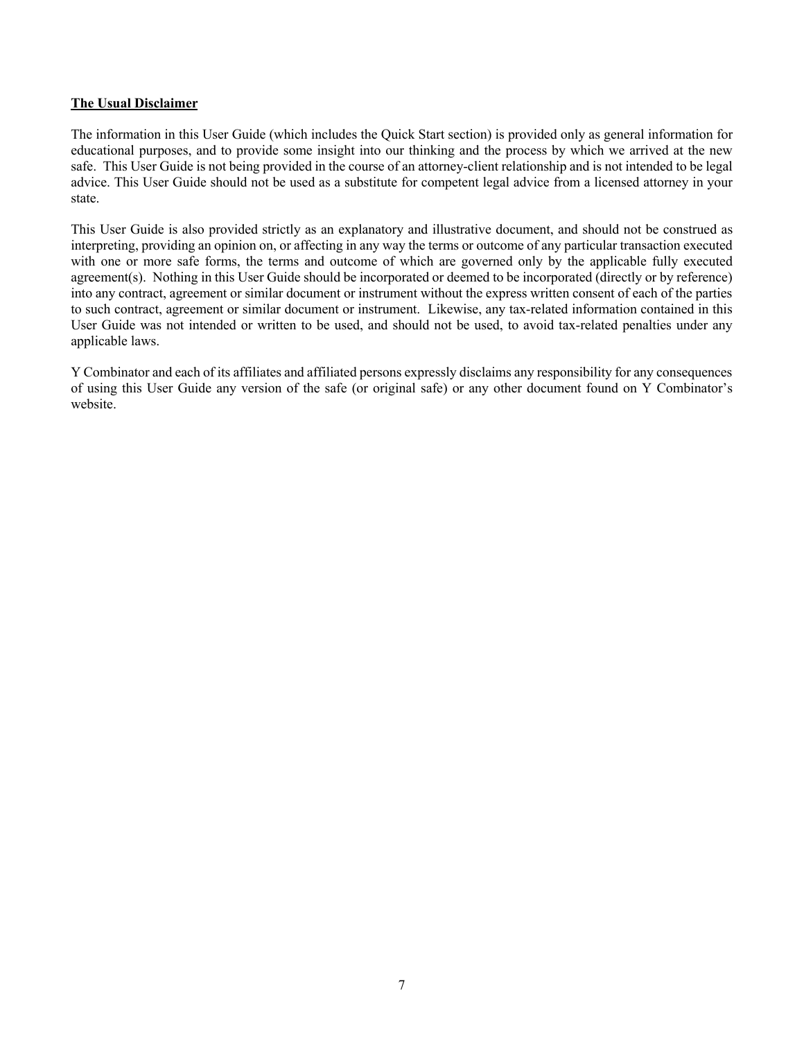**The Usual Disclaimer**

The information in this User Guide (which includes the Quick Start section) is provided only as general information for educational purposes, and to provide some insight into our thinking and the process by which we arrived at the new safe. This User Guide is not being provided in the course of an attorney-client relationship and is not intended to be legal advice. This User Guide should not be used as a substitute for competent legal advice from a licensed attorney in your state.

This User Guide is also provided strictly as an explanatory and illustrative document, and should not be construed as interpreting, providing an opinion on, or affecting in any way the terms or outcome of any particular transaction executed with one or more safe forms, the terms and outcome of which are governed only by the applicable fully executed agreement(s). Nothing in this User Guide should be incorporated or deemed to be incorporated (directly or by reference) into any contract, agreement or similar document or instrument without the express written consent of each of the parties to such contract, agreement or similar document or instrument. Likewise, any tax-related information contained in this User Guide was not intended or written to be used, and should not be used, to avoid tax-related penalties under any applicable laws.

Y Combinator and each of its affiliates and affiliated persons expressly disclaims any responsibility for any consequences of using this User Guide any version of the safe (or original safe) or any other document found on Y Combinator's website.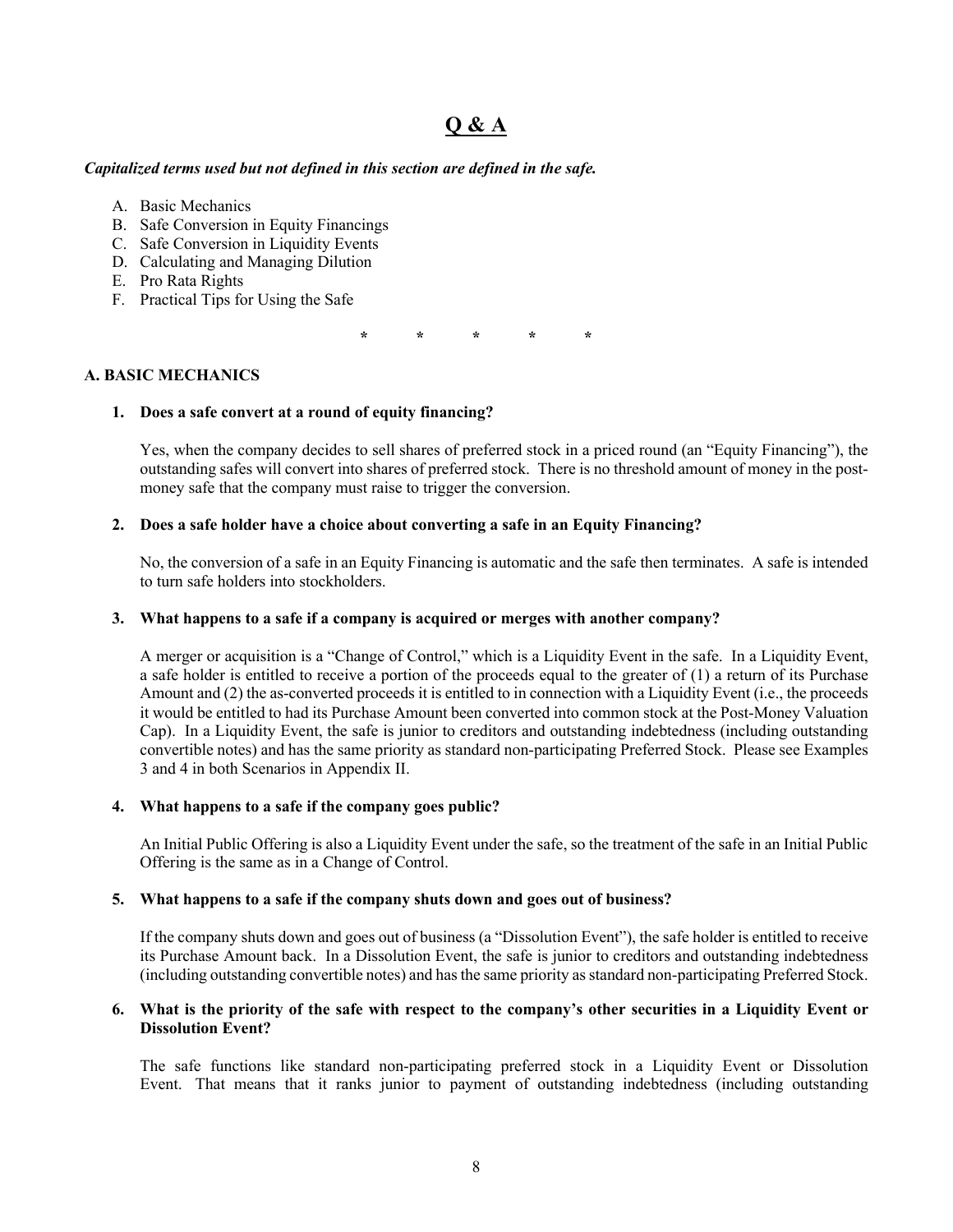# Q & A

***Capitalized terms used but not defined in this section are defined in the safe.***

A. Basic Mechanics
B. Safe Conversion in Equity Financings
C. Safe Conversion in Liquidity Events
D. Calculating and Managing Dilution
E. Pro Rata Rights
F. Practical Tips for Using the Safe

\* \* \* \* \*

## A. BASIC MECHANICS

### 1. Does a safe convert at a round of equity financing?

Yes, when the company decides to sell shares of preferred stock in a priced round (an "Equity Financing"), the outstanding safes will convert into shares of preferred stock. There is no threshold amount of money in the post-money safe that the company must raise to trigger the conversion.

### 2. Does a safe holder have a choice about converting a safe in an Equity Financing?

No, the conversion of a safe in an Equity Financing is automatic and the safe then terminates. A safe is intended to turn safe holders into stockholders.

### 3. What happens to a safe if a company is acquired or merges with another company?

A merger or acquisition is a "Change of Control," which is a Liquidity Event in the safe. In a Liquidity Event, a safe holder is entitled to receive a portion of the proceeds equal to the greater of (1) a return of its Purchase Amount and (2) the as-converted proceeds it is entitled to in connection with a Liquidity Event (i.e., the proceeds it would be entitled to had its Purchase Amount been converted into common stock at the Post-Money Valuation Cap). In a Liquidity Event, the safe is junior to creditors and outstanding indebtedness (including outstanding convertible notes) and has the same priority as standard non-participating Preferred Stock. Please see Examples 3 and 4 in both Scenarios in Appendix II.

### 4. What happens to a safe if the company goes public?

An Initial Public Offering is also a Liquidity Event under the safe, so the treatment of the safe in an Initial Public Offering is the same as in a Change of Control.

### 5. What happens to a safe if the company shuts down and goes out of business?

If the company shuts down and goes out of business (a "Dissolution Event"), the safe holder is entitled to receive its Purchase Amount back. In a Dissolution Event, the safe is junior to creditors and outstanding indebtedness (including outstanding convertible notes) and has the same priority as standard non-participating Preferred Stock.

### 6. What is the priority of the safe with respect to the company's other securities in a Liquidity Event or Dissolution Event?

The safe functions like standard non-participating preferred stock in a Liquidity Event or Dissolution Event. That means that it ranks junior to payment of outstanding indebtedness (including outstanding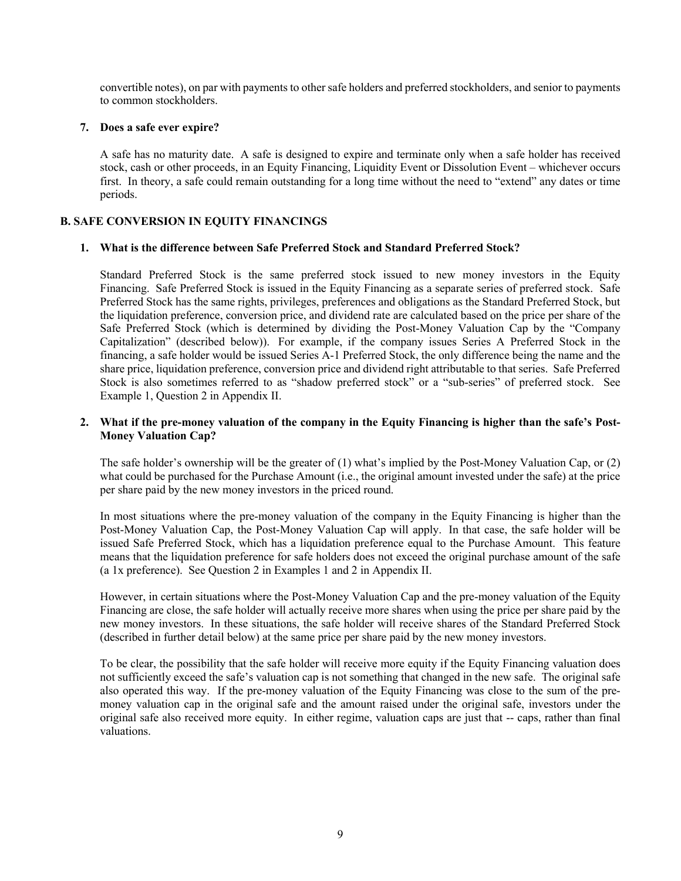convertible notes), on par with payments to other safe holders and preferred stockholders, and senior to payments to common stockholders.

**7. Does a safe ever expire?**

A safe has no maturity date. A safe is designed to expire and terminate only when a safe holder has received stock, cash or other proceeds, in an Equity Financing, Liquidity Event or Dissolution Event – whichever occurs first. In theory, a safe could remain outstanding for a long time without the need to "extend" any dates or time periods.

## B. SAFE CONVERSION IN EQUITY FINANCINGS

**1. What is the difference between Safe Preferred Stock and Standard Preferred Stock?**

Standard Preferred Stock is the same preferred stock issued to new money investors in the Equity Financing. Safe Preferred Stock is issued in the Equity Financing as a separate series of preferred stock. Safe Preferred Stock has the same rights, privileges, preferences and obligations as the Standard Preferred Stock, but the liquidation preference, conversion price, and dividend rate are calculated based on the price per share of the Safe Preferred Stock (which is determined by dividing the Post-Money Valuation Cap by the "Company Capitalization" (described below)). For example, if the company issues Series A Preferred Stock in the financing, a safe holder would be issued Series A-1 Preferred Stock, the only difference being the name and the share price, liquidation preference, conversion price and dividend right attributable to that series. Safe Preferred Stock is also sometimes referred to as "shadow preferred stock" or a "sub-series" of preferred stock. See Example 1, Question 2 in Appendix II.

**2. What if the pre-money valuation of the company in the Equity Financing is higher than the safe's Post-Money Valuation Cap?**

The safe holder's ownership will be the greater of (1) what's implied by the Post-Money Valuation Cap, or (2) what could be purchased for the Purchase Amount (i.e., the original amount invested under the safe) at the price per share paid by the new money investors in the priced round.

In most situations where the pre-money valuation of the company in the Equity Financing is higher than the Post-Money Valuation Cap, the Post-Money Valuation Cap will apply. In that case, the safe holder will be issued Safe Preferred Stock, which has a liquidation preference equal to the Purchase Amount. This feature means that the liquidation preference for safe holders does not exceed the original purchase amount of the safe (a 1x preference). See Question 2 in Examples 1 and 2 in Appendix II.

However, in certain situations where the Post-Money Valuation Cap and the pre-money valuation of the Equity Financing are close, the safe holder will actually receive more shares when using the price per share paid by the new money investors. In these situations, the safe holder will receive shares of the Standard Preferred Stock (described in further detail below) at the same price per share paid by the new money investors.

To be clear, the possibility that the safe holder will receive more equity if the Equity Financing valuation does not sufficiently exceed the safe's valuation cap is not something that changed in the new safe. The original safe also operated this way. If the pre-money valuation of the Equity Financing was close to the sum of the pre-money valuation cap in the original safe and the amount raised under the original safe, investors under the original safe also received more equity. In either regime, valuation caps are just that -- caps, rather than final valuations.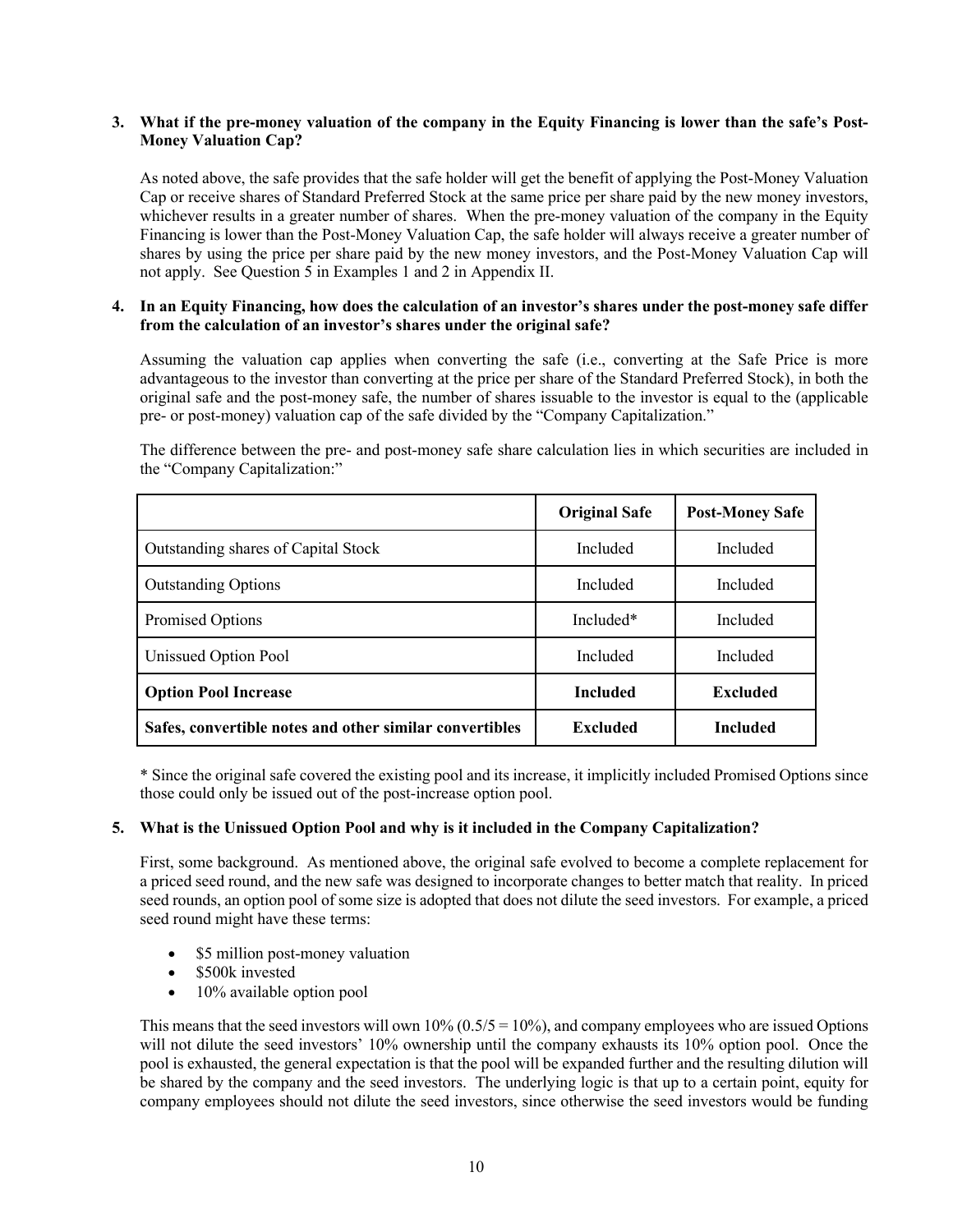**3. What if the pre-money valuation of the company in the Equity Financing is lower than the safe's Post-Money Valuation Cap?**

As noted above, the safe provides that the safe holder will get the benefit of applying the Post-Money Valuation Cap or receive shares of Standard Preferred Stock at the same price per share paid by the new money investors, whichever results in a greater number of shares. When the pre-money valuation of the company in the Equity Financing is lower than the Post-Money Valuation Cap, the safe holder will always receive a greater number of shares by using the price per share paid by the new money investors, and the Post-Money Valuation Cap will not apply. See Question 5 in Examples 1 and 2 in Appendix II.

**4. In an Equity Financing, how does the calculation of an investor's shares under the post-money safe differ from the calculation of an investor's shares under the original safe?**

Assuming the valuation cap applies when converting the safe (i.e., converting at the Safe Price is more advantageous to the investor than converting at the price per share of the Standard Preferred Stock), in both the original safe and the post-money safe, the number of shares issuable to the investor is equal to the (applicable pre- or post-money) valuation cap of the safe divided by the "Company Capitalization."

The difference between the pre- and post-money safe share calculation lies in which securities are included in the "Company Capitalization:"

| | **Original Safe** | **Post-Money Safe** |
|---|---|---|
| Outstanding shares of Capital Stock | Included | Included |
| Outstanding Options | Included | Included |
| Promised Options | Included* | Included |
| Unissued Option Pool | Included | Included |
| **Option Pool Increase** | **Included** | **Excluded** |
| **Safes, convertible notes and other similar convertibles** | **Excluded** | **Included** |

* Since the original safe covered the existing pool and its increase, it implicitly included Promised Options since those could only be issued out of the post-increase option pool.

**5. What is the Unissued Option Pool and why is it included in the Company Capitalization?**

First, some background. As mentioned above, the original safe evolved to become a complete replacement for a priced seed round, and the new safe was designed to incorporate changes to better match that reality. In priced seed rounds, an option pool of some size is adopted that does not dilute the seed investors. For example, a priced seed round might have these terms:

- \$5 million post-money valuation
- \$500k invested
- 10% available option pool

This means that the seed investors will own 10% (0.5/5 = 10%), and company employees who are issued Options will not dilute the seed investors' 10% ownership until the company exhausts its 10% option pool. Once the pool is exhausted, the general expectation is that the pool will be expanded further and the resulting dilution will be shared by the company and the seed investors. The underlying logic is that up to a certain point, equity for company employees should not dilute the seed investors, since otherwise the seed investors would be funding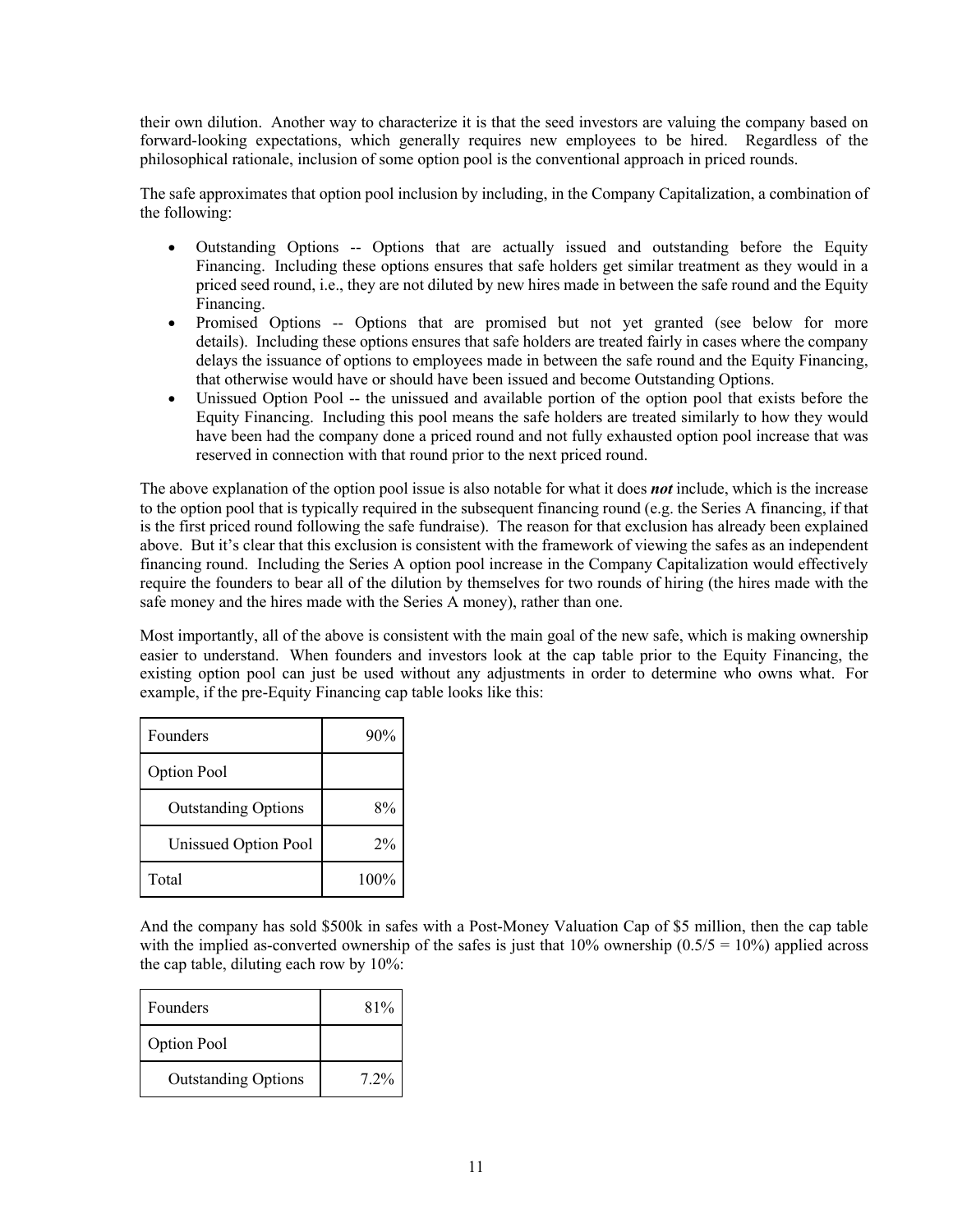their own dilution. Another way to characterize it is that the seed investors are valuing the company based on forward-looking expectations, which generally requires new employees to be hired. Regardless of the philosophical rationale, inclusion of some option pool is the conventional approach in priced rounds.

The safe approximates that option pool inclusion by including, in the Company Capitalization, a combination of the following:

- Outstanding Options -- Options that are actually issued and outstanding before the Equity Financing. Including these options ensures that safe holders get similar treatment as they would in a priced seed round, i.e., they are not diluted by new hires made in between the safe round and the Equity Financing.
- Promised Options -- Options that are promised but not yet granted (see below for more details). Including these options ensures that safe holders are treated fairly in cases where the company delays the issuance of options to employees made in between the safe round and the Equity Financing, that otherwise would have or should have been issued and become Outstanding Options.
- Unissued Option Pool -- the unissued and available portion of the option pool that exists before the Equity Financing. Including this pool means the safe holders are treated similarly to how they would have been had the company done a priced round and not fully exhausted option pool increase that was reserved in connection with that round prior to the next priced round.

The above explanation of the option pool issue is also notable for what it does ***not*** include, which is the increase to the option pool that is typically required in the subsequent financing round (e.g. the Series A financing, if that is the first priced round following the safe fundraise). The reason for that exclusion has already been explained above. But it's clear that this exclusion is consistent with the framework of viewing the safes as an independent financing round. Including the Series A option pool increase in the Company Capitalization would effectively require the founders to bear all of the dilution by themselves for two rounds of hiring (the hires made with the safe money and the hires made with the Series A money), rather than one.

Most importantly, all of the above is consistent with the main goal of the new safe, which is making ownership easier to understand. When founders and investors look at the cap table prior to the Equity Financing, the existing option pool can just be used without any adjustments in order to determine who owns what. For example, if the pre-Equity Financing cap table looks like this:

| | |
|---|---|
| Founders | 90% |
| Option Pool | |
| Outstanding Options | 8% |
| Unissued Option Pool | 2% |
| Total | 100% |

And the company has sold \$500k in safes with a Post-Money Valuation Cap of \$5 million, then the cap table with the implied as-converted ownership of the safes is just that 10% ownership (0.5/5 = 10%) applied across the cap table, diluting each row by 10%:

| | |
|---|---|
| Founders | 81% |
| Option Pool | |
| Outstanding Options | 7.2% |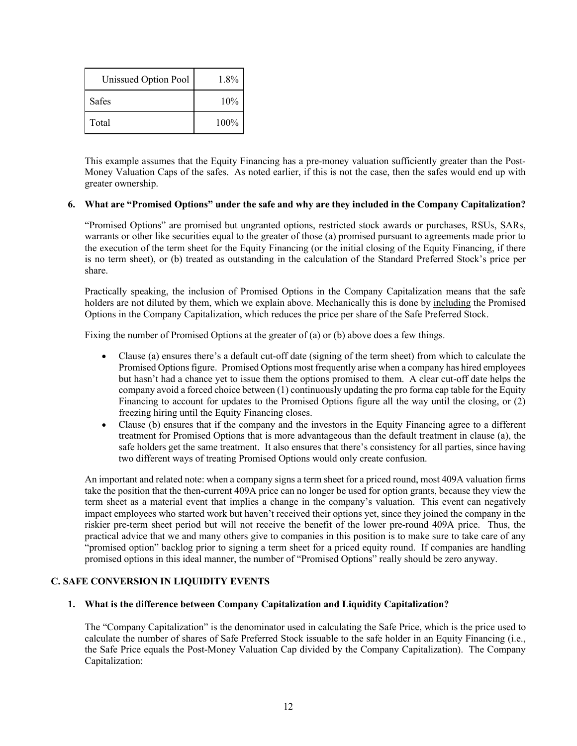| | |
|---|---|
| Unissued Option Pool | 1.8% |
| Safes | 10% |
| Total | 100% |

This example assumes that the Equity Financing has a pre-money valuation sufficiently greater than the Post-Money Valuation Caps of the safes. As noted earlier, if this is not the case, then the safes would end up with greater ownership.

**6. What are "Promised Options" under the safe and why are they included in the Company Capitalization?**

"Promised Options" are promised but ungranted options, restricted stock awards or purchases, RSUs, SARs, warrants or other like securities equal to the greater of those (a) promised pursuant to agreements made prior to the execution of the term sheet for the Equity Financing (or the initial closing of the Equity Financing, if there is no term sheet), or (b) treated as outstanding in the calculation of the Standard Preferred Stock's price per share.

Practically speaking, the inclusion of Promised Options in the Company Capitalization means that the safe holders are not diluted by them, which we explain above. Mechanically this is done by including the Promised Options in the Company Capitalization, which reduces the price per share of the Safe Preferred Stock.

Fixing the number of Promised Options at the greater of (a) or (b) above does a few things.

- Clause (a) ensures there's a default cut-off date (signing of the term sheet) from which to calculate the Promised Options figure. Promised Options most frequently arise when a company has hired employees but hasn't had a chance yet to issue them the options promised to them. A clear cut-off date helps the company avoid a forced choice between (1) continuously updating the pro forma cap table for the Equity Financing to account for updates to the Promised Options figure all the way until the closing, or (2) freezing hiring until the Equity Financing closes.
- Clause (b) ensures that if the company and the investors in the Equity Financing agree to a different treatment for Promised Options that is more advantageous than the default treatment in clause (a), the safe holders get the same treatment. It also ensures that there's consistency for all parties, since having two different ways of treating Promised Options would only create confusion.

An important and related note: when a company signs a term sheet for a priced round, most 409A valuation firms take the position that the then-current 409A price can no longer be used for option grants, because they view the term sheet as a material event that implies a change in the company's valuation. This event can negatively impact employees who started work but haven't received their options yet, since they joined the company in the riskier pre-term sheet period but will not receive the benefit of the lower pre-round 409A price. Thus, the practical advice that we and many others give to companies in this position is to make sure to take care of any "promised option" backlog prior to signing a term sheet for a priced equity round. If companies are handling promised options in this ideal manner, the number of "Promised Options" really should be zero anyway.

## C. SAFE CONVERSION IN LIQUIDITY EVENTS

**1. What is the difference between Company Capitalization and Liquidity Capitalization?**

The "Company Capitalization" is the denominator used in calculating the Safe Price, which is the price used to calculate the number of shares of Safe Preferred Stock issuable to the safe holder in an Equity Financing (i.e., the Safe Price equals the Post-Money Valuation Cap divided by the Company Capitalization). The Company Capitalization: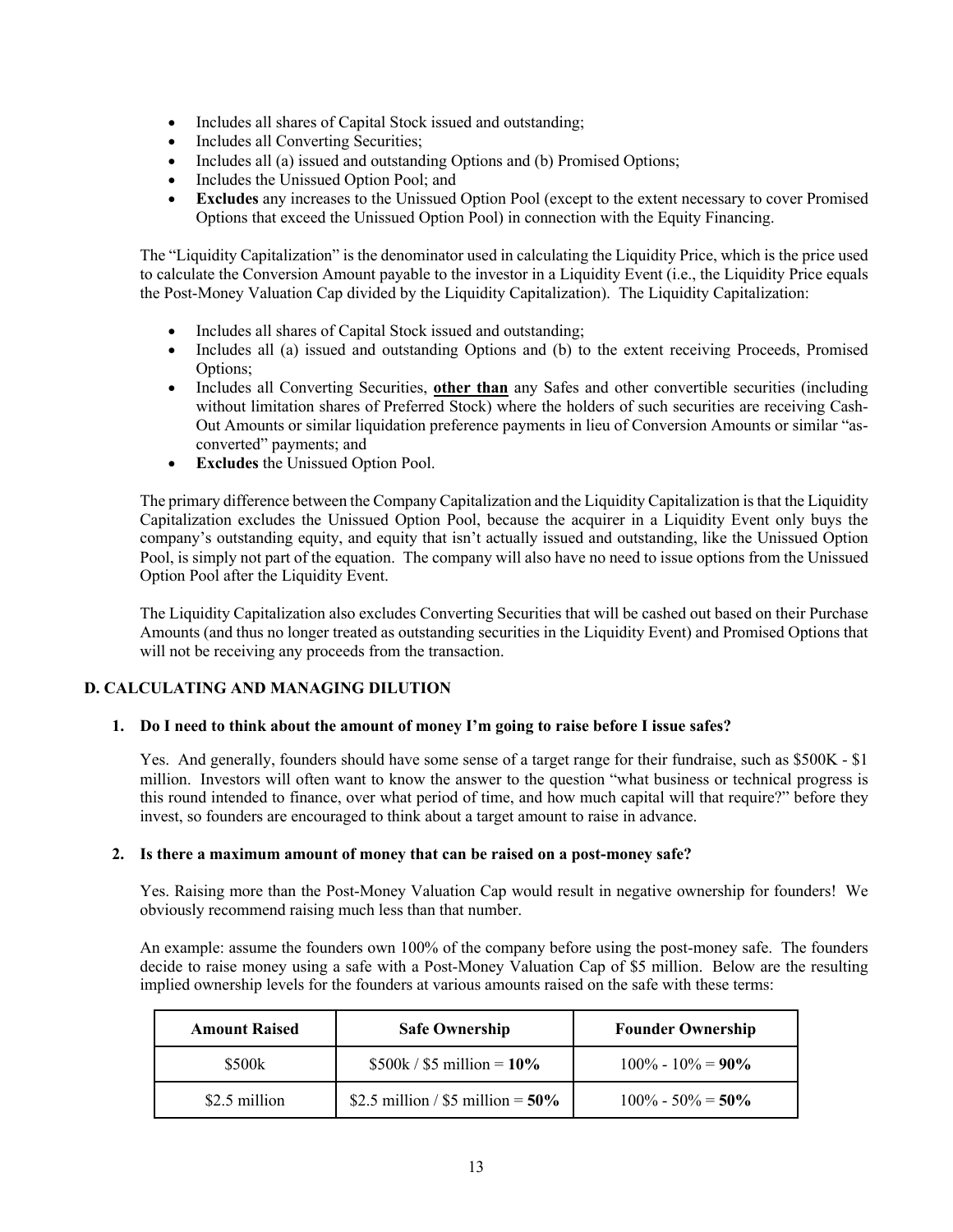- Includes all shares of Capital Stock issued and outstanding;
- Includes all Converting Securities;
- Includes all (a) issued and outstanding Options and (b) Promised Options;
- Includes the Unissued Option Pool; and
- **Excludes** any increases to the Unissued Option Pool (except to the extent necessary to cover Promised Options that exceed the Unissued Option Pool) in connection with the Equity Financing.

The "Liquidity Capitalization" is the denominator used in calculating the Liquidity Price, which is the price used to calculate the Conversion Amount payable to the investor in a Liquidity Event (i.e., the Liquidity Price equals the Post-Money Valuation Cap divided by the Liquidity Capitalization). The Liquidity Capitalization:

- Includes all shares of Capital Stock issued and outstanding;
- Includes all (a) issued and outstanding Options and (b) to the extent receiving Proceeds, Promised Options;
- Includes all Converting Securities, **other than** any Safes and other convertible securities (including without limitation shares of Preferred Stock) where the holders of such securities are receiving Cash-Out Amounts or similar liquidation preference payments in lieu of Conversion Amounts or similar "as-converted" payments; and
- **Excludes** the Unissued Option Pool.

The primary difference between the Company Capitalization and the Liquidity Capitalization is that the Liquidity Capitalization excludes the Unissued Option Pool, because the acquirer in a Liquidity Event only buys the company's outstanding equity, and equity that isn't actually issued and outstanding, like the Unissued Option Pool, is simply not part of the equation. The company will also have no need to issue options from the Unissued Option Pool after the Liquidity Event.

The Liquidity Capitalization also excludes Converting Securities that will be cashed out based on their Purchase Amounts (and thus no longer treated as outstanding securities in the Liquidity Event) and Promised Options that will not be receiving any proceeds from the transaction.

## D. CALCULATING AND MANAGING DILUTION

### 1. Do I need to think about the amount of money I'm going to raise before I issue safes?

Yes. And generally, founders should have some sense of a target range for their fundraise, such as $500K - $1 million. Investors will often want to know the answer to the question "what business or technical progress is this round intended to finance, over what period of time, and how much capital will that require?" before they invest, so founders are encouraged to think about a target amount to raise in advance.

### 2. Is there a maximum amount of money that can be raised on a post-money safe?

Yes. Raising more than the Post-Money Valuation Cap would result in negative ownership for founders! We obviously recommend raising much less than that number.

An example: assume the founders own 100% of the company before using the post-money safe. The founders decide to raise money using a safe with a Post-Money Valuation Cap of $5 million. Below are the resulting implied ownership levels for the founders at various amounts raised on the safe with these terms:

| Amount Raised | Safe Ownership | Founder Ownership |
|---|---|---|
| $500k | $500k / $5 million = **10%** | 100% - 10% = **90%** |
| $2.5 million | $2.5 million / $5 million = **50%** | 100% - 50% = **50%** |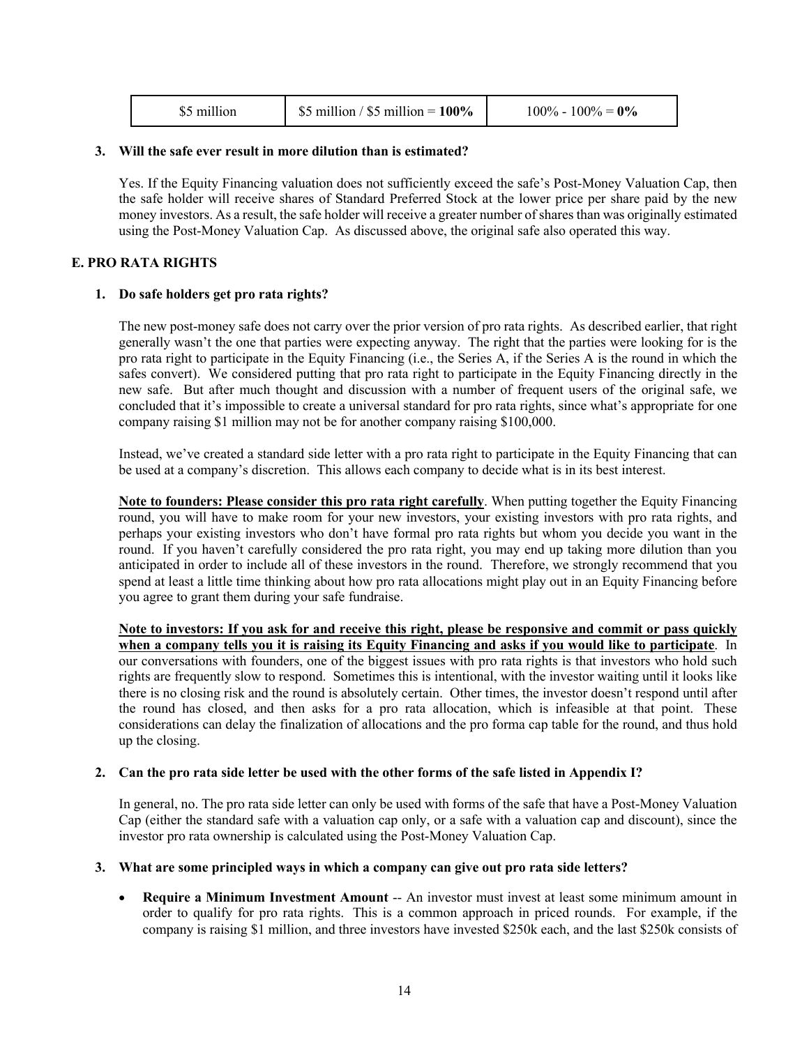| | | |
|---|---|---|
| \$5 million | \$5 million / \$5 million = **100%** | 100% - 100% = **0%** |

**3. Will the safe ever result in more dilution than is estimated?**

Yes. If the Equity Financing valuation does not sufficiently exceed the safe's Post-Money Valuation Cap, then the safe holder will receive shares of Standard Preferred Stock at the lower price per share paid by the new money investors. As a result, the safe holder will receive a greater number of shares than was originally estimated using the Post-Money Valuation Cap. As discussed above, the original safe also operated this way.

## E. PRO RATA RIGHTS

**1. Do safe holders get pro rata rights?**

The new post-money safe does not carry over the prior version of pro rata rights. As described earlier, that right generally wasn't the one that parties were expecting anyway. The right that the parties were looking for is the pro rata right to participate in the Equity Financing (i.e., the Series A, if the Series A is the round in which the safes convert). We considered putting that pro rata right to participate in the Equity Financing directly in the new safe. But after much thought and discussion with a number of frequent users of the original safe, we concluded that it's impossible to create a universal standard for pro rata rights, since what's appropriate for one company raising \$1 million may not be for another company raising \$100,000.

Instead, we've created a standard side letter with a pro rata right to participate in the Equity Financing that can be used at a company's discretion. This allows each company to decide what is in its best interest.

**Note to founders: Please consider this pro rata right carefully**. When putting together the Equity Financing round, you will have to make room for your new investors, your existing investors with pro rata rights, and perhaps your existing investors who don't have formal pro rata rights but whom you decide you want in the round. If you haven't carefully considered the pro rata right, you may end up taking more dilution than you anticipated in order to include all of these investors in the round. Therefore, we strongly recommend that you spend at least a little time thinking about how pro rata allocations might play out in an Equity Financing before you agree to grant them during your safe fundraise.

**Note to investors: If you ask for and receive this right, please be responsive and commit or pass quickly when a company tells you it is raising its Equity Financing and asks if you would like to participate**. In our conversations with founders, one of the biggest issues with pro rata rights is that investors who hold such rights are frequently slow to respond. Sometimes this is intentional, with the investor waiting until it looks like there is no closing risk and the round is absolutely certain. Other times, the investor doesn't respond until after the round has closed, and then asks for a pro rata allocation, which is infeasible at that point. These considerations can delay the finalization of allocations and the pro forma cap table for the round, and thus hold up the closing.

**2. Can the pro rata side letter be used with the other forms of the safe listed in Appendix I?**

In general, no. The pro rata side letter can only be used with forms of the safe that have a Post-Money Valuation Cap (either the standard safe with a valuation cap only, or a safe with a valuation cap and discount), since the investor pro rata ownership is calculated using the Post-Money Valuation Cap.

**3. What are some principled ways in which a company can give out pro rata side letters?**

- **Require a Minimum Investment Amount** -- An investor must invest at least some minimum amount in order to qualify for pro rata rights. This is a common approach in priced rounds. For example, if the company is raising \$1 million, and three investors have invested \$250k each, and the last \$250k consists of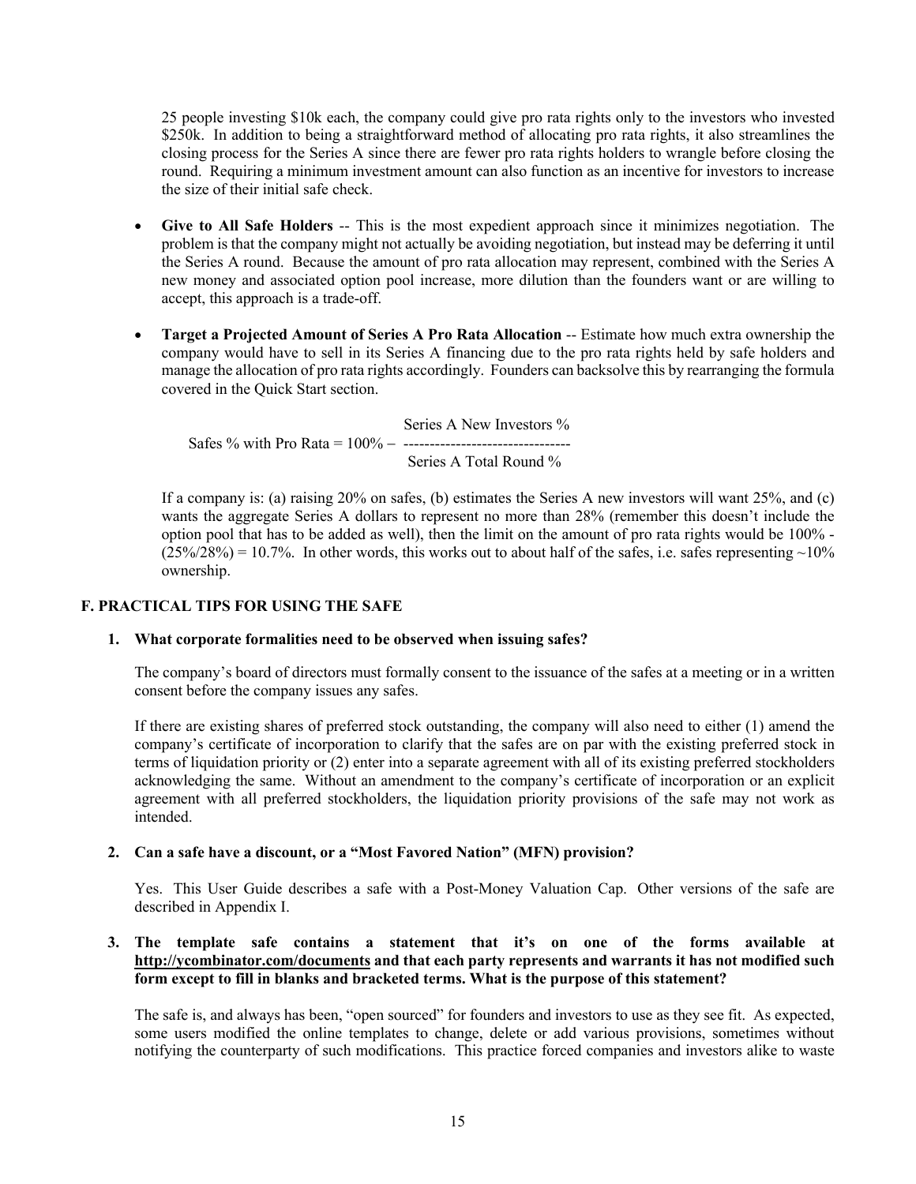25 people investing $10k each, the company could give pro rata rights only to the investors who invested $250k. In addition to being a straightforward method of allocating pro rata rights, it also streamlines the closing process for the Series A since there are fewer pro rata rights holders to wrangle before closing the round. Requiring a minimum investment amount can also function as an incentive for investors to increase the size of their initial safe check.

- **Give to All Safe Holders** -- This is the most expedient approach since it minimizes negotiation. The problem is that the company might not actually be avoiding negotiation, but instead may be deferring it until the Series A round. Because the amount of pro rata allocation may represent, combined with the Series A new money and associated option pool increase, more dilution than the founders want or are willing to accept, this approach is a trade-off.

- **Target a Projected Amount of Series A Pro Rata Allocation** -- Estimate how much extra ownership the company would have to sell in its Series A financing due to the pro rata rights held by safe holders and manage the allocation of pro rata rights accordingly. Founders can backsolve this by rearranging the formula covered in the Quick Start section.

$$\text{Safes \% with Pro Rata} = 100\% - \frac{\text{Series A New Investors \%}}{\text{Series A Total Round \%}}$$

If a company is: (a) raising 20% on safes, (b) estimates the Series A new investors will want 25%, and (c) wants the aggregate Series A dollars to represent no more than 28% (remember this doesn't include the option pool that has to be added as well), then the limit on the amount of pro rata rights would be 100% - (25%/28%) = 10.7%. In other words, this works out to about half of the safes, i.e. safes representing ~10% ownership.

## F. PRACTICAL TIPS FOR USING THE SAFE

### 1. What corporate formalities need to be observed when issuing safes?

The company's board of directors must formally consent to the issuance of the safes at a meeting or in a written consent before the company issues any safes.

If there are existing shares of preferred stock outstanding, the company will also need to either (1) amend the company's certificate of incorporation to clarify that the safes are on par with the existing preferred stock in terms of liquidation priority or (2) enter into a separate agreement with all of its existing preferred stockholders acknowledging the same. Without an amendment to the company's certificate of incorporation or an explicit agreement with all preferred stockholders, the liquidation priority provisions of the safe may not work as intended.

### 2. Can a safe have a discount, or a "Most Favored Nation" (MFN) provision?

Yes. This User Guide describes a safe with a Post-Money Valuation Cap. Other versions of the safe are described in Appendix I.

### 3. The template safe contains a statement that it's on one of the forms available at http://ycombinator.com/documents and that each party represents and warrants it has not modified such form except to fill in blanks and bracketed terms. What is the purpose of this statement?

The safe is, and always has been, "open sourced" for founders and investors to use as they see fit. As expected, some users modified the online templates to change, delete or add various provisions, sometimes without notifying the counterparty of such modifications. This practice forced companies and investors alike to waste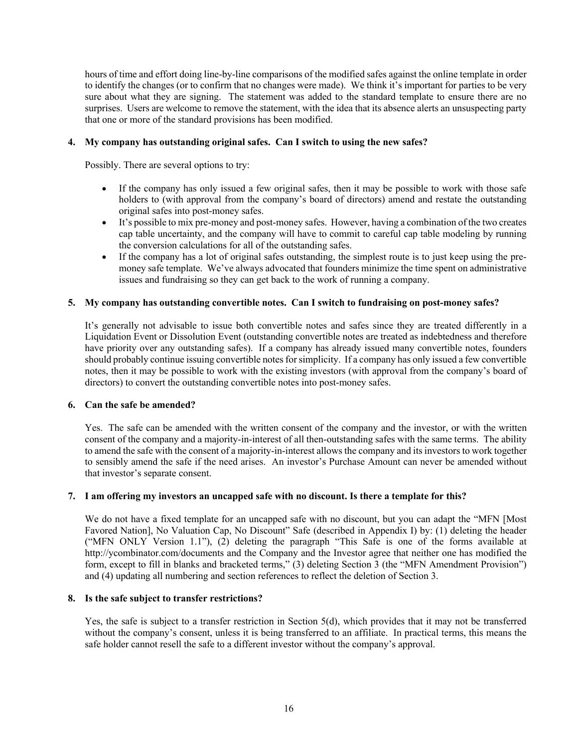hours of time and effort doing line-by-line comparisons of the modified safes against the online template in order to identify the changes (or to confirm that no changes were made). We think it's important for parties to be very sure about what they are signing. The statement was added to the standard template to ensure there are no surprises. Users are welcome to remove the statement, with the idea that its absence alerts an unsuspecting party that one or more of the standard provisions has been modified.

**4. My company has outstanding original safes. Can I switch to using the new safes?**

Possibly. There are several options to try:

- If the company has only issued a few original safes, then it may be possible to work with those safe holders to (with approval from the company's board of directors) amend and restate the outstanding original safes into post-money safes.
- It's possible to mix pre-money and post-money safes. However, having a combination of the two creates cap table uncertainty, and the company will have to commit to careful cap table modeling by running the conversion calculations for all of the outstanding safes.
- If the company has a lot of original safes outstanding, the simplest route is to just keep using the pre-money safe template. We've always advocated that founders minimize the time spent on administrative issues and fundraising so they can get back to the work of running a company.

**5. My company has outstanding convertible notes. Can I switch to fundraising on post-money safes?**

It's generally not advisable to issue both convertible notes and safes since they are treated differently in a Liquidation Event or Dissolution Event (outstanding convertible notes are treated as indebtedness and therefore have priority over any outstanding safes). If a company has already issued many convertible notes, founders should probably continue issuing convertible notes for simplicity. If a company has only issued a few convertible notes, then it may be possible to work with the existing investors (with approval from the company's board of directors) to convert the outstanding convertible notes into post-money safes.

**6. Can the safe be amended?**

Yes. The safe can be amended with the written consent of the company and the investor, or with the written consent of the company and a majority-in-interest of all then-outstanding safes with the same terms. The ability to amend the safe with the consent of a majority-in-interest allows the company and its investors to work together to sensibly amend the safe if the need arises. An investor's Purchase Amount can never be amended without that investor's separate consent.

**7. I am offering my investors an uncapped safe with no discount. Is there a template for this?**

We do not have a fixed template for an uncapped safe with no discount, but you can adapt the "MFN [Most Favored Nation], No Valuation Cap, No Discount" Safe (described in Appendix I) by: (1) deleting the header ("MFN ONLY Version 1.1"), (2) deleting the paragraph "This Safe is one of the forms available at http://ycombinator.com/documents and the Company and the Investor agree that neither one has modified the form, except to fill in blanks and bracketed terms," (3) deleting Section 3 (the "MFN Amendment Provision") and (4) updating all numbering and section references to reflect the deletion of Section 3.

**8. Is the safe subject to transfer restrictions?**

Yes, the safe is subject to a transfer restriction in Section 5(d), which provides that it may not be transferred without the company's consent, unless it is being transferred to an affiliate. In practical terms, this means the safe holder cannot resell the safe to a different investor without the company's approval.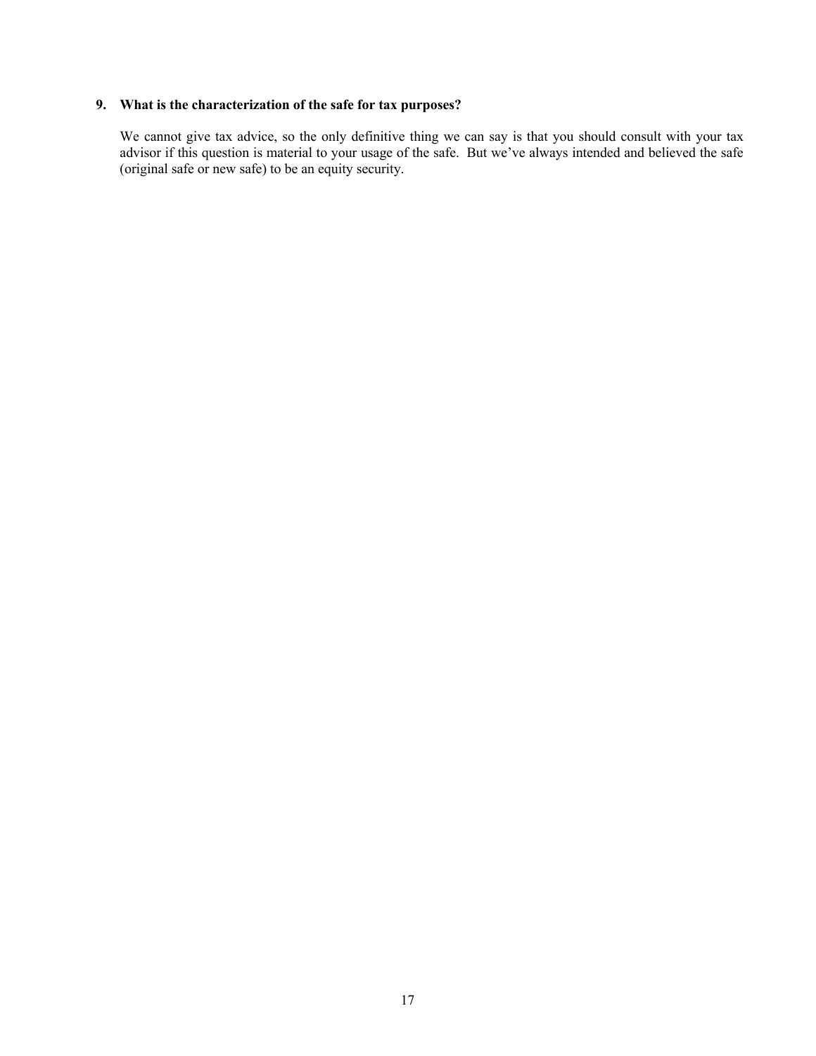**9. What is the characterization of the safe for tax purposes?**

We cannot give tax advice, so the only definitive thing we can say is that you should consult with your tax advisor if this question is material to your usage of the safe. But we've always intended and believed the safe (original safe or new safe) to be an equity security.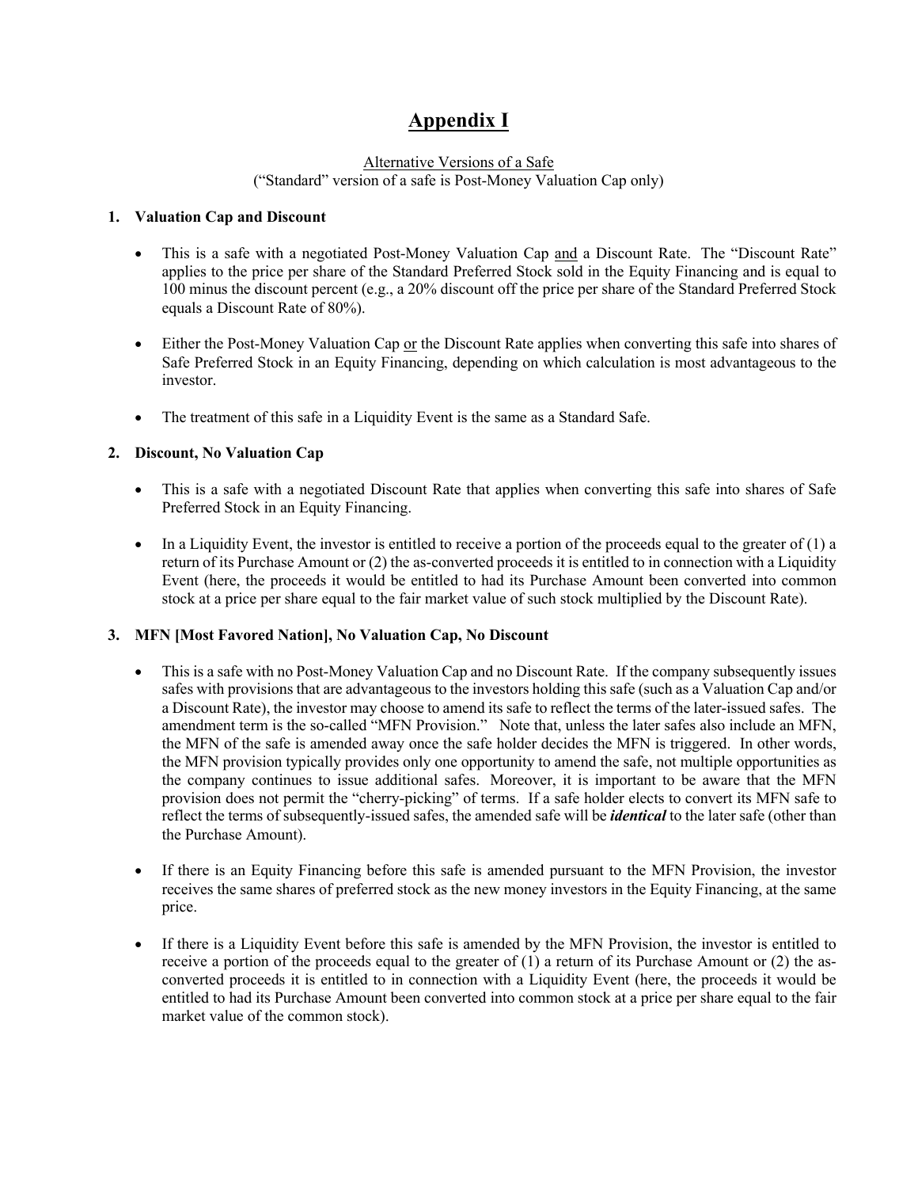# Appendix I

Alternative Versions of a Safe
("Standard" version of a safe is Post-Money Valuation Cap only)

## 1. Valuation Cap and Discount

- This is a safe with a negotiated Post-Money Valuation Cap <u>and</u> a Discount Rate. The "Discount Rate" applies to the price per share of the Standard Preferred Stock sold in the Equity Financing and is equal to 100 minus the discount percent (e.g., a 20% discount off the price per share of the Standard Preferred Stock equals a Discount Rate of 80%).

- Either the Post-Money Valuation Cap <u>or</u> the Discount Rate applies when converting this safe into shares of Safe Preferred Stock in an Equity Financing, depending on which calculation is most advantageous to the investor.

- The treatment of this safe in a Liquidity Event is the same as a Standard Safe.

## 2. Discount, No Valuation Cap

- This is a safe with a negotiated Discount Rate that applies when converting this safe into shares of Safe Preferred Stock in an Equity Financing.

- In a Liquidity Event, the investor is entitled to receive a portion of the proceeds equal to the greater of (1) a return of its Purchase Amount or (2) the as-converted proceeds it is entitled to in connection with a Liquidity Event (here, the proceeds it would be entitled to had its Purchase Amount been converted into common stock at a price per share equal to the fair market value of such stock multiplied by the Discount Rate).

## 3. MFN [Most Favored Nation], No Valuation Cap, No Discount

- This is a safe with no Post-Money Valuation Cap and no Discount Rate. If the company subsequently issues safes with provisions that are advantageous to the investors holding this safe (such as a Valuation Cap and/or a Discount Rate), the investor may choose to amend its safe to reflect the terms of the later-issued safes. The amendment term is the so-called "MFN Provision." Note that, unless the later safes also include an MFN, the MFN of the safe is amended away once the safe holder decides the MFN is triggered. In other words, the MFN provision typically provides only one opportunity to amend the safe, not multiple opportunities as the company continues to issue additional safes. Moreover, it is important to be aware that the MFN provision does not permit the "cherry-picking" of terms. If a safe holder elects to convert its MFN safe to reflect the terms of subsequently-issued safes, the amended safe will be ***identical*** to the later safe (other than the Purchase Amount).

- If there is an Equity Financing before this safe is amended pursuant to the MFN Provision, the investor receives the same shares of preferred stock as the new money investors in the Equity Financing, at the same price.

- If there is a Liquidity Event before this safe is amended by the MFN Provision, the investor is entitled to receive a portion of the proceeds equal to the greater of (1) a return of its Purchase Amount or (2) the as-converted proceeds it is entitled to in connection with a Liquidity Event (here, the proceeds it would be entitled to had its Purchase Amount been converted into common stock at a price per share equal to the fair market value of the common stock).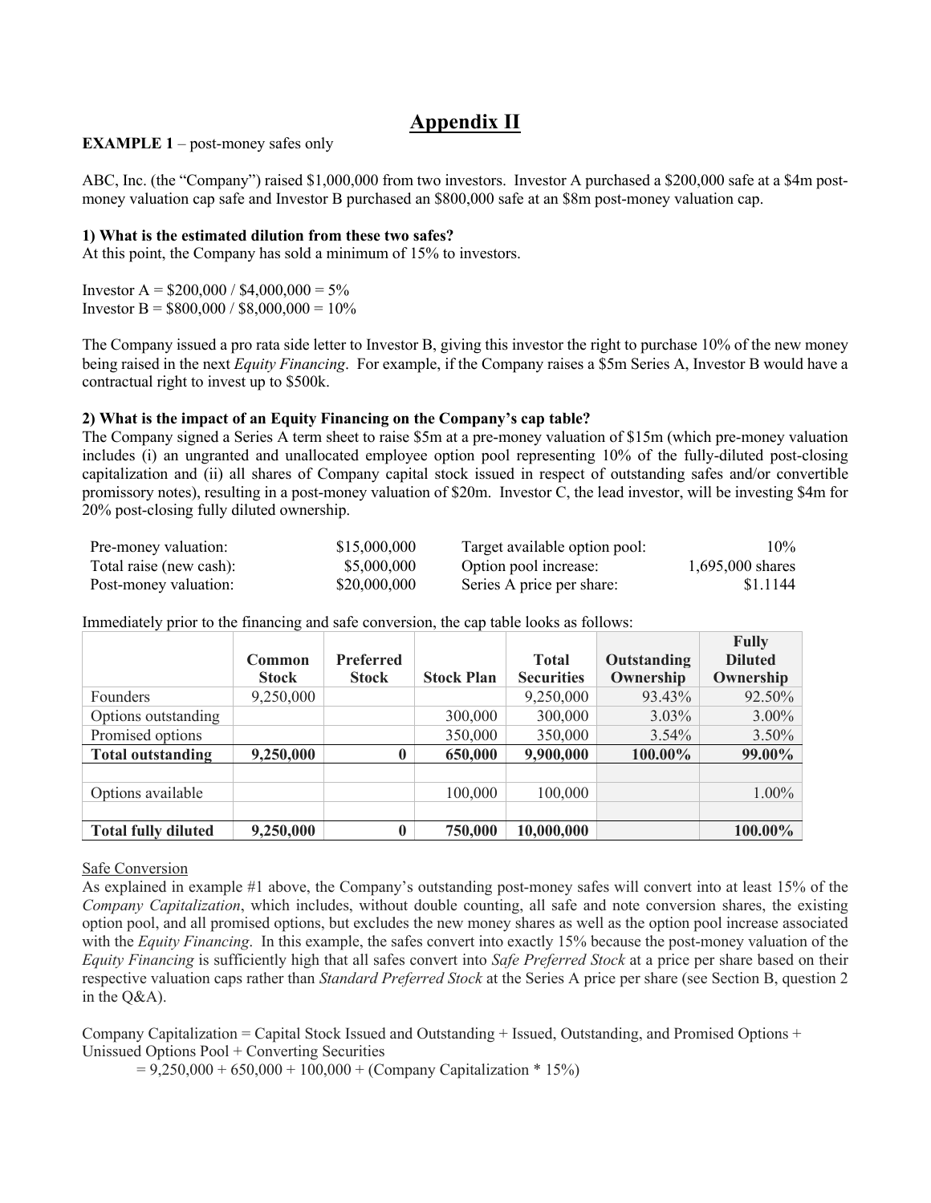# Appendix II

**EXAMPLE 1** – post-money safes only

ABC, Inc. (the "Company") raised $1,000,000 from two investors. Investor A purchased a $200,000 safe at a $4m post-money valuation cap safe and Investor B purchased an $800,000 safe at an $8m post-money valuation cap.

**1) What is the estimated dilution from these two safes?**
At this point, the Company has sold a minimum of 15% to investors.

Investor A = $200,000 / $4,000,000 = 5%
Investor B = $800,000 / $8,000,000 = 10%

The Company issued a pro rata side letter to Investor B, giving this investor the right to purchase 10% of the new money being raised in the next *Equity Financing*. For example, if the Company raises a $5m Series A, Investor B would have a contractual right to invest up to $500k.

**2) What is the impact of an Equity Financing on the Company's cap table?**
The Company signed a Series A term sheet to raise $5m at a pre-money valuation of $15m (which pre-money valuation includes (i) an ungranted and unallocated employee option pool representing 10% of the fully-diluted post-closing capitalization and (ii) all shares of Company capital stock issued in respect of outstanding safes and/or convertible promissory notes), resulting in a post-money valuation of $20m. Investor C, the lead investor, will be investing $4m for 20% post-closing fully diluted ownership.

| | | | |
|---|---|---|---|
| Pre-money valuation: | $15,000,000 | Target available option pool: | 10% |
| Total raise (new cash): | $5,000,000 | Option pool increase: | 1,695,000 shares |
| Post-money valuation: | $20,000,000 | Series A price per share: | $1.1144 |

Immediately prior to the financing and safe conversion, the cap table looks as follows:

| | Common Stock | Preferred Stock | Stock Plan | Total Securities | Outstanding Ownership | Fully Diluted Ownership |
|---|---|---|---|---|---|---|
| Founders | 9,250,000 | | | 9,250,000 | 93.43% | 92.50% |
| Options outstanding | | | 300,000 | 300,000 | 3.03% | 3.00% |
| Promised options | | | 350,000 | 350,000 | 3.54% | 3.50% |
| **Total outstanding** | **9,250,000** | **0** | **650,000** | **9,900,000** | **100.00%** | **99.00%** |
| | | | | | | |
| Options available | | | 100,000 | 100,000 | | 1.00% |
| | | | | | | |
| **Total fully diluted** | **9,250,000** | **0** | **750,000** | **10,000,000** | | **100.00%** |

Safe Conversion

As explained in example #1 above, the Company's outstanding post-money safes will convert into at least 15% of the *Company Capitalization*, which includes, without double counting, all safe and note conversion shares, the existing option pool, and all promised options, but excludes the new money shares as well as the option pool increase associated with the *Equity Financing*. In this example, the safes convert into exactly 15% because the post-money valuation of the *Equity Financing* is sufficiently high that all safes convert into *Safe Preferred Stock* at a price per share based on their respective valuation caps rather than *Standard Preferred Stock* at the Series A price per share (see Section B, question 2 in the Q&A).

Company Capitalization = Capital Stock Issued and Outstanding + Issued, Outstanding, and Promised Options + Unissued Options Pool + Converting Securities

= 9,250,000 + 650,000 + 100,000 + (Company Capitalization * 15%)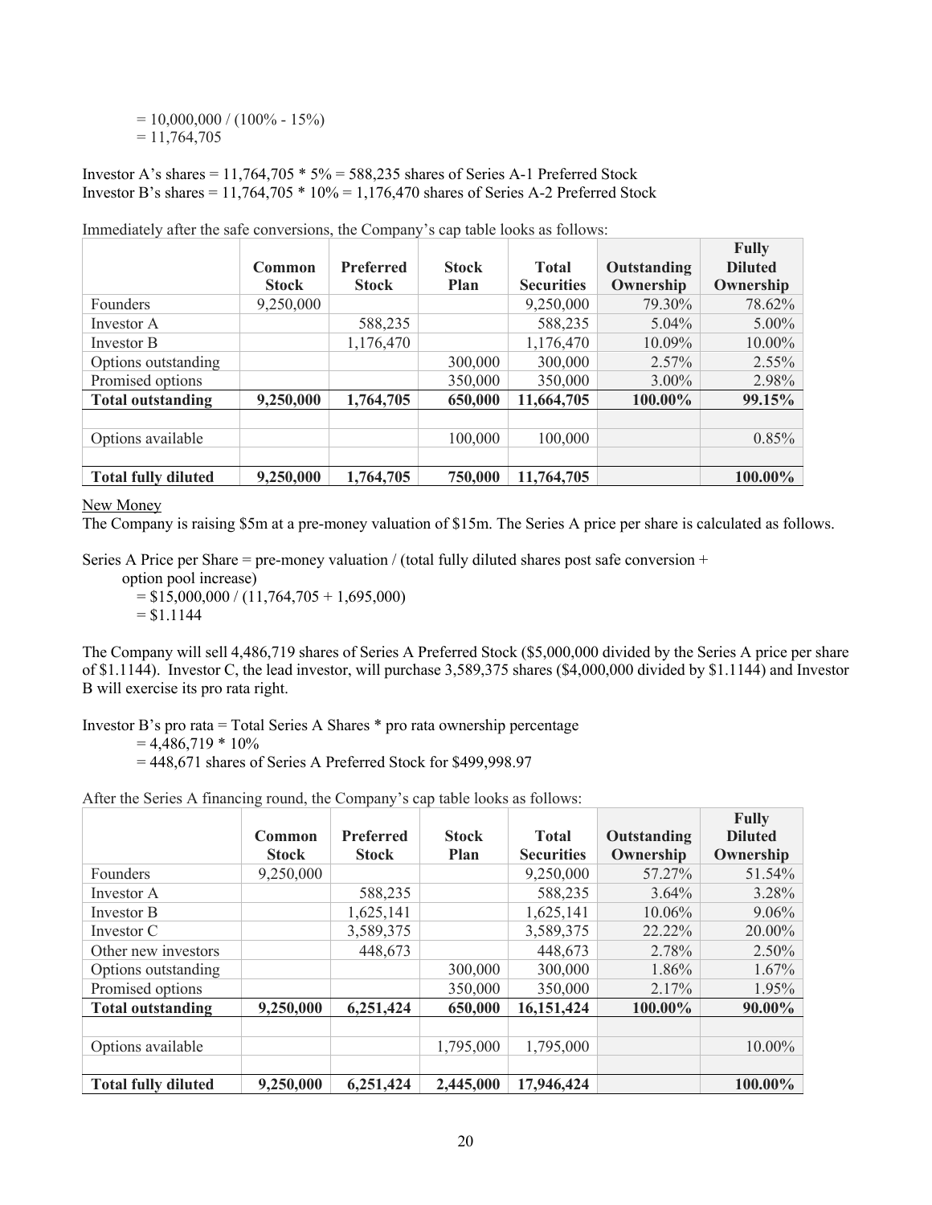= 10,000,000 / (100% - 15%)
= 11,764,705

Investor A's shares = 11,764,705 * 5% = 588,235 shares of Series A-1 Preferred Stock
Investor B's shares = 11,764,705 * 10% = 1,176,470 shares of Series A-2 Preferred Stock

Immediately after the safe conversions, the Company's cap table looks as follows:

| | Common Stock | Preferred Stock | Stock Plan | Total Securities | Outstanding Ownership | Fully Diluted Ownership |
|---|---|---|---|---|---|---|
| Founders | 9,250,000 | | | 9,250,000 | 79.30% | 78.62% |
| Investor A | | 588,235 | | 588,235 | 5.04% | 5.00% |
| Investor B | | 1,176,470 | | 1,176,470 | 10.09% | 10.00% |
| Options outstanding | | | 300,000 | 300,000 | 2.57% | 2.55% |
| Promised options | | | 350,000 | 350,000 | 3.00% | 2.98% |
| **Total outstanding** | **9,250,000** | **1,764,705** | **650,000** | **11,664,705** | **100.00%** | **99.15%** |
| | | | | | | |
| Options available | | | 100,000 | 100,000 | | 0.85% |
| | | | | | | |
| **Total fully diluted** | **9,250,000** | **1,764,705** | **750,000** | **11,764,705** | | **100.00%** |

<u>New Money</u>
The Company is raising $5m at a pre-money valuation of $15m. The Series A price per share is calculated as follows.

Series A Price per Share = pre-money valuation / (total fully diluted shares post safe conversion + option pool increase)
= $15,000,000 / (11,764,705 + 1,695,000)
= $1.1144

The Company will sell 4,486,719 shares of Series A Preferred Stock ($5,000,000 divided by the Series A price per share of $1.1144). Investor C, the lead investor, will purchase 3,589,375 shares ($4,000,000 divided by $1.1144) and Investor B will exercise its pro rata right.

Investor B's pro rata = Total Series A Shares * pro rata ownership percentage
= 4,486,719 * 10%
= 448,671 shares of Series A Preferred Stock for $499,998.97

After the Series A financing round, the Company's cap table looks as follows:

| | Common Stock | Preferred Stock | Stock Plan | Total Securities | Outstanding Ownership | Fully Diluted Ownership |
|---|---|---|---|---|---|---|
| Founders | 9,250,000 | | | 9,250,000 | 57.27% | 51.54% |
| Investor A | | 588,235 | | 588,235 | 3.64% | 3.28% |
| Investor B | | 1,625,141 | | 1,625,141 | 10.06% | 9.06% |
| Investor C | | 3,589,375 | | 3,589,375 | 22.22% | 20.00% |
| Other new investors | | 448,673 | | 448,673 | 2.78% | 2.50% |
| Options outstanding | | | 300,000 | 300,000 | 1.86% | 1.67% |
| Promised options | | | 350,000 | 350,000 | 2.17% | 1.95% |
| **Total outstanding** | **9,250,000** | **6,251,424** | **650,000** | **16,151,424** | **100.00%** | **90.00%** |
| | | | | | | |
| Options available | | | 1,795,000 | 1,795,000 | | 10.00% |
| | | | | | | |
| **Total fully diluted** | **9,250,000** | **6,251,424** | **2,445,000** | **17,946,424** | | **100.00%** |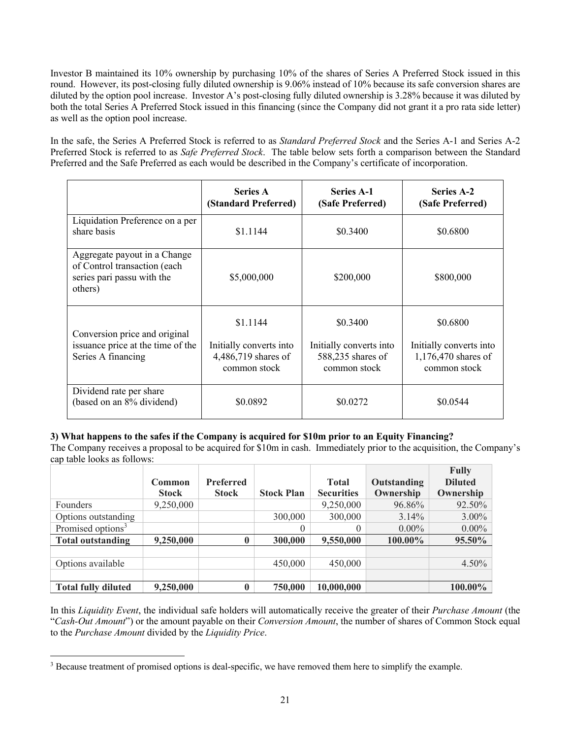Investor B maintained its 10% ownership by purchasing 10% of the shares of Series A Preferred Stock issued in this round. However, its post-closing fully diluted ownership is 9.06% instead of 10% because its safe conversion shares are diluted by the option pool increase. Investor A's post-closing fully diluted ownership is 3.28% because it was diluted by both the total Series A Preferred Stock issued in this financing (since the Company did not grant it a pro rata side letter) as well as the option pool increase.

In the safe, the Series A Preferred Stock is referred to as *Standard Preferred Stock* and the Series A-1 and Series A-2 Preferred Stock is referred to as *Safe Preferred Stock*. The table below sets forth a comparison between the Standard Preferred and the Safe Preferred as each would be described in the Company's certificate of incorporation.

| | **Series A (Standard Preferred)** | **Series A-1 (Safe Preferred)** | **Series A-2 (Safe Preferred)** |
|---|---|---|---|
| Liquidation Preference on a per share basis | $1.1144 | $0.3400 | $0.6800 |
| Aggregate payout in a Change of Control transaction (each series pari passu with the others) | $5,000,000 | $200,000 | $800,000 |
| Conversion price and original issuance price at the time of the Series A financing | $1.1144<br><br>Initially converts into 4,486,719 shares of common stock | $0.3400<br><br>Initially converts into 588,235 shares of common stock | $0.6800<br><br>Initially converts into 1,176,470 shares of common stock |
| Dividend rate per share (based on an 8% dividend) | $0.0892 | $0.0272 | $0.0544 |

**3) What happens to the safes if the Company is acquired for $10m prior to an Equity Financing?**

The Company receives a proposal to be acquired for $10m in cash. Immediately prior to the acquisition, the Company's cap table looks as follows:

| | **Common Stock** | **Preferred Stock** | **Stock Plan** | **Total Securities** | **Outstanding Ownership** | **Fully Diluted Ownership** |
|---|---|---|---|---|---|---|
| Founders | 9,250,000 | | | 9,250,000 | 96.86% | 92.50% |
| Options outstanding | | | 300,000 | 300,000 | 3.14% | 3.00% |
| Promised options[3] | | | 0 | 0 | 0.00% | 0.00% |
| **Total outstanding** | **9,250,000** | **0** | **300,000** | **9,550,000** | **100.00%** | **95.50%** |
| | | | | | | |
| Options available | | | 450,000 | 450,000 | | 4.50% |
| | | | | | | |
| **Total fully diluted** | **9,250,000** | **0** | **750,000** | **10,000,000** | | **100.00%** |

In this *Liquidity Event*, the individual safe holders will automatically receive the greater of their *Purchase Amount* (the "*Cash-Out Amount*") or the amount payable on their *Conversion Amount*, the number of shares of Common Stock equal to the *Purchase Amount* divided by the *Liquidity Price*.

[3] Because treatment of promised options is deal-specific, we have removed them here to simplify the example.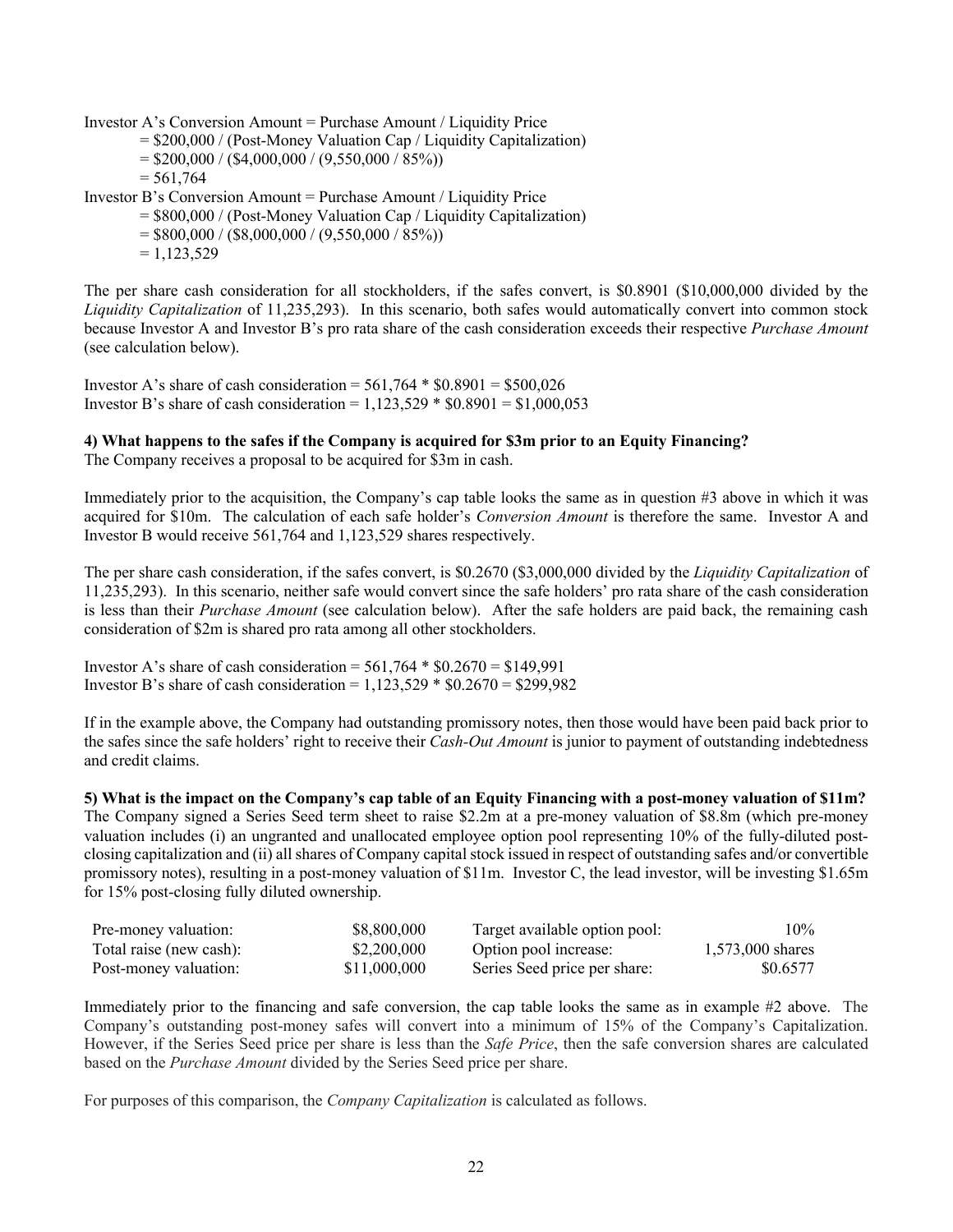Investor A's Conversion Amount = Purchase Amount / Liquidity Price

= \$200,000 / (Post-Money Valuation Cap / Liquidity Capitalization)

= \$200,000 / (\$4,000,000 / (9,550,000 / 85%))

= 561,764

Investor B's Conversion Amount = Purchase Amount / Liquidity Price

= \$800,000 / (Post-Money Valuation Cap / Liquidity Capitalization)

= \$800,000 / (\$8,000,000 / (9,550,000 / 85%))

= 1,123,529

The per share cash consideration for all stockholders, if the safes convert, is \$0.8901 (\$10,000,000 divided by the *Liquidity Capitalization* of 11,235,293). In this scenario, both safes would automatically convert into common stock because Investor A and Investor B's pro rata share of the cash consideration exceeds their respective *Purchase Amount* (see calculation below).

Investor A's share of cash consideration = 561,764 * \$0.8901 = \$500,026

Investor B's share of cash consideration = 1,123,529 * \$0.8901 = \$1,000,053

**4) What happens to the safes if the Company is acquired for \$3m prior to an Equity Financing?**

The Company receives a proposal to be acquired for \$3m in cash.

Immediately prior to the acquisition, the Company's cap table looks the same as in question #3 above in which it was acquired for \$10m. The calculation of each safe holder's *Conversion Amount* is therefore the same. Investor A and Investor B would receive 561,764 and 1,123,529 shares respectively.

The per share cash consideration, if the safes convert, is \$0.2670 (\$3,000,000 divided by the *Liquidity Capitalization* of 11,235,293). In this scenario, neither safe would convert since the safe holders' pro rata share of the cash consideration is less than their *Purchase Amount* (see calculation below). After the safe holders are paid back, the remaining cash consideration of \$2m is shared pro rata among all other stockholders.

Investor A's share of cash consideration = 561,764 * \$0.2670 = \$149,991

Investor B's share of cash consideration = 1,123,529 * \$0.2670 = \$299,982

If in the example above, the Company had outstanding promissory notes, then those would have been paid back prior to the safes since the safe holders' right to receive their *Cash-Out Amount* is junior to payment of outstanding indebtedness and credit claims.

**5) What is the impact on the Company's cap table of an Equity Financing with a post-money valuation of \$11m?**

The Company signed a Series Seed term sheet to raise \$2.2m at a pre-money valuation of \$8.8m (which pre-money valuation includes (i) an ungranted and unallocated employee option pool representing 10% of the fully-diluted post-closing capitalization and (ii) all shares of Company capital stock issued in respect of outstanding safes and/or convertible promissory notes), resulting in a post-money valuation of \$11m. Investor C, the lead investor, will be investing \$1.65m for 15% post-closing fully diluted ownership.

| | | | |
|---|---|---|---|
| Pre-money valuation: | \$8,800,000 | Target available option pool: | 10% |
| Total raise (new cash): | \$2,200,000 | Option pool increase: | 1,573,000 shares |
| Post-money valuation: | \$11,000,000 | Series Seed price per share: | \$0.6577 |

Immediately prior to the financing and safe conversion, the cap table looks the same as in example #2 above. The Company's outstanding post-money safes will convert into a minimum of 15% of the Company's Capitalization. However, if the Series Seed price per share is less than the *Safe Price*, then the safe conversion shares are calculated based on the *Purchase Amount* divided by the Series Seed price per share.

For purposes of this comparison, the *Company Capitalization* is calculated as follows.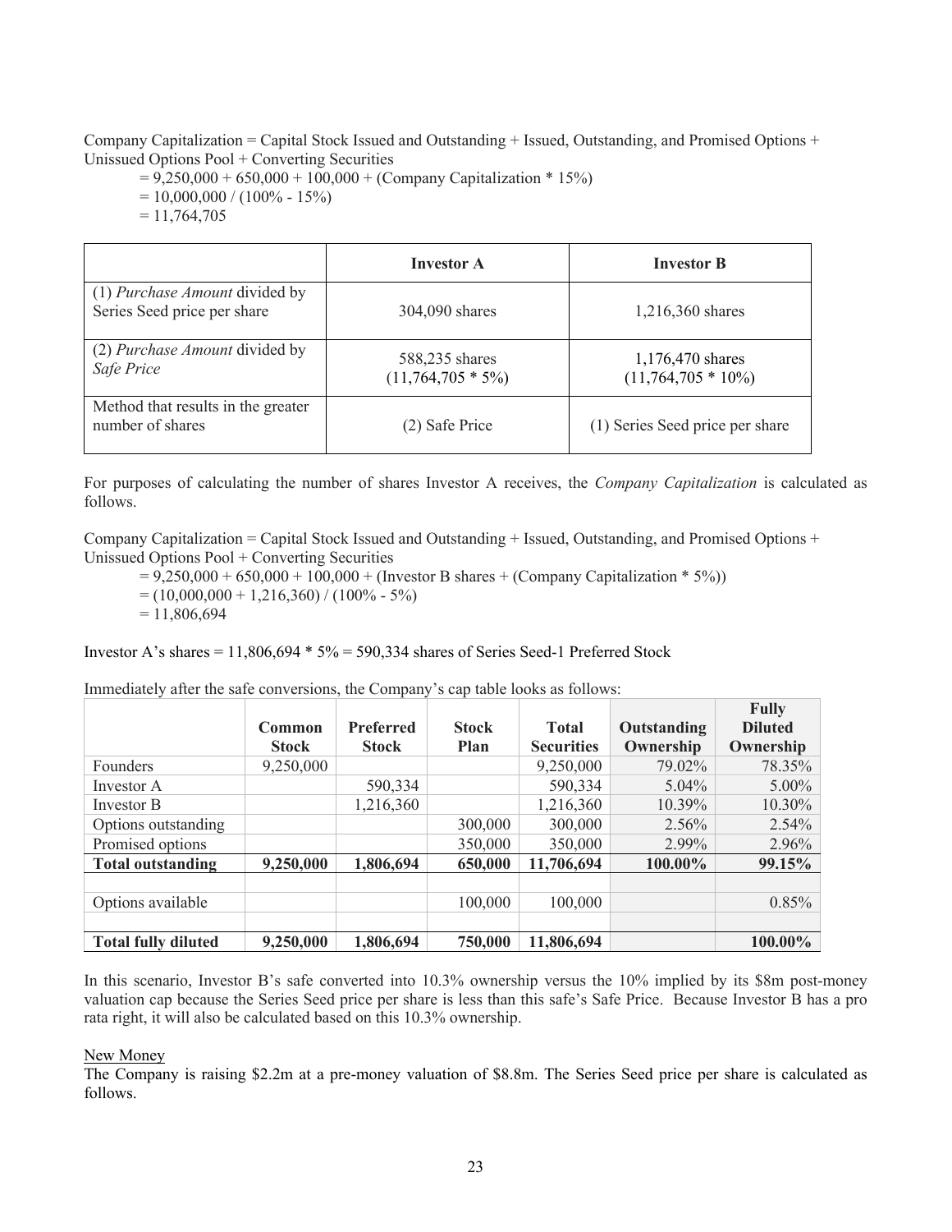Company Capitalization = Capital Stock Issued and Outstanding + Issued, Outstanding, and Promised Options + Unissued Options Pool + Converting Securities

= 9,250,000 + 650,000 + 100,000 + (Company Capitalization * 15%)

= 10,000,000 / (100% - 15%)

= 11,764,705

| | Investor A | Investor B |
|---|---|---|
| (1) *Purchase Amount* divided by Series Seed price per share | 304,090 shares | 1,216,360 shares |
| (2) *Purchase Amount* divided by *Safe Price* | 588,235 shares (11,764,705 * 5%) | 1,176,470 shares (11,764,705 * 10%) |
| Method that results in the greater number of shares | (2) Safe Price | (1) Series Seed price per share |

For purposes of calculating the number of shares Investor A receives, the *Company Capitalization* is calculated as follows.

Company Capitalization = Capital Stock Issued and Outstanding + Issued, Outstanding, and Promised Options + Unissued Options Pool + Converting Securities

= 9,250,000 + 650,000 + 100,000 + (Investor B shares + (Company Capitalization * 5%))

= (10,000,000 + 1,216,360) / (100% - 5%)

= 11,806,694

Investor A's shares = 11,806,694 * 5% = 590,334 shares of Series Seed-1 Preferred Stock

Immediately after the safe conversions, the Company's cap table looks as follows:

| | Common Stock | Preferred Stock | Stock Plan | Total Securities | Outstanding Ownership | Fully Diluted Ownership |
|---|---|---|---|---|---|---|
| Founders | 9,250,000 | | | 9,250,000 | 79.02% | 78.35% |
| Investor A | | 590,334 | | 590,334 | 5.04% | 5.00% |
| Investor B | | 1,216,360 | | 1,216,360 | 10.39% | 10.30% |
| Options outstanding | | | 300,000 | 300,000 | 2.56% | 2.54% |
| Promised options | | | 350,000 | 350,000 | 2.99% | 2.96% |
| **Total outstanding** | **9,250,000** | **1,806,694** | **650,000** | **11,706,694** | **100.00%** | **99.15%** |
| | | | | | | |
| Options available | | | 100,000 | 100,000 | | 0.85% |
| | | | | | | |
| **Total fully diluted** | **9,250,000** | **1,806,694** | **750,000** | **11,806,694** | | **100.00%** |

In this scenario, Investor B's safe converted into 10.3% ownership versus the 10% implied by its $8m post-money valuation cap because the Series Seed price per share is less than this safe's Safe Price. Because Investor B has a pro rata right, it will also be calculated based on this 10.3% ownership.

<u>New Money</u>

The Company is raising $2.2m at a pre-money valuation of $8.8m. The Series Seed price per share is calculated as follows.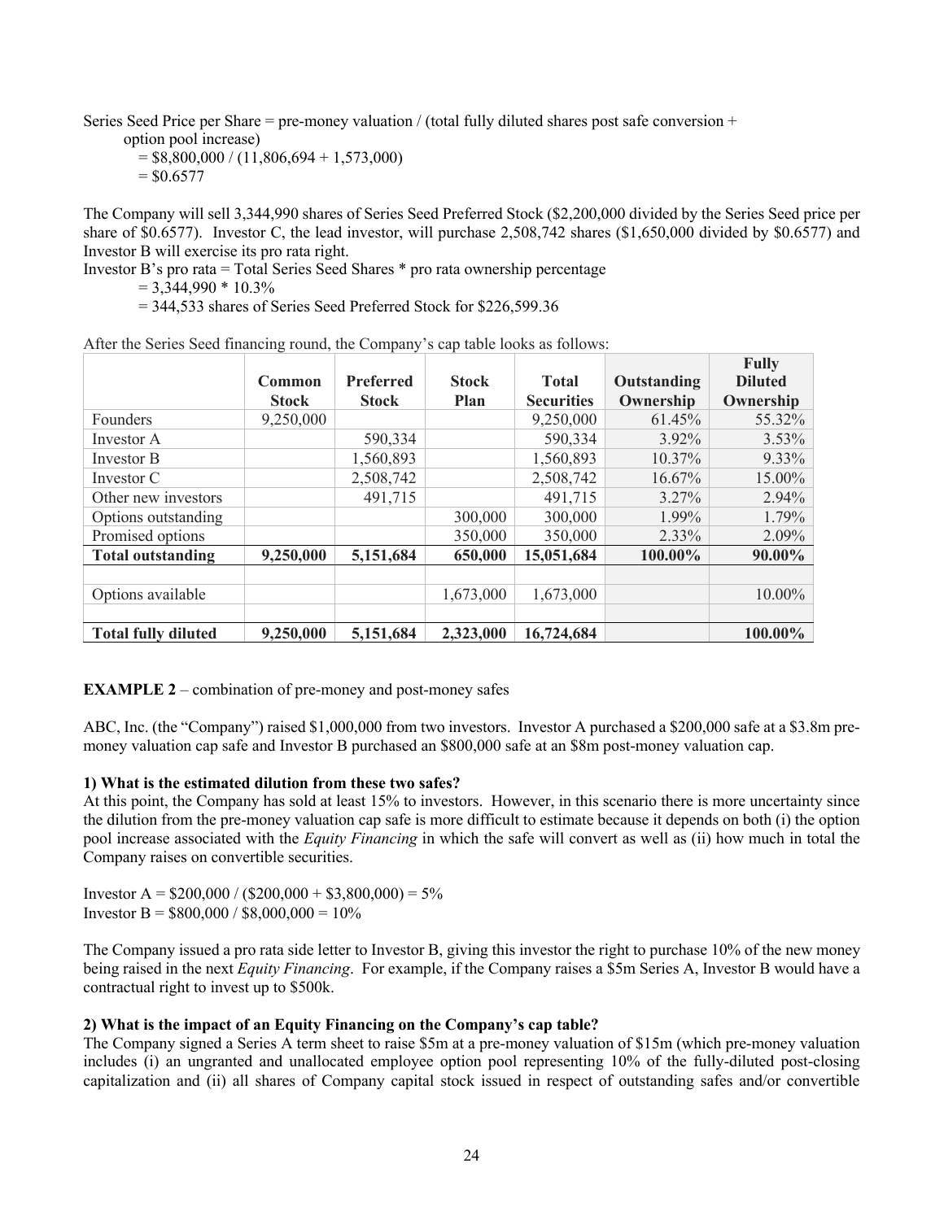Series Seed Price per Share = pre-money valuation / (total fully diluted shares post safe conversion + option pool increase)

= $8,800,000 / (11,806,694 + 1,573,000)

= $0.6577

The Company will sell 3,344,990 shares of Series Seed Preferred Stock ($2,200,000 divided by the Series Seed price per share of $0.6577). Investor C, the lead investor, will purchase 2,508,742 shares ($1,650,000 divided by $0.6577) and Investor B will exercise its pro rata right.

Investor B's pro rata = Total Series Seed Shares * pro rata ownership percentage

= 3,344,990 * 10.3%

= 344,533 shares of Series Seed Preferred Stock for $226,599.36

After the Series Seed financing round, the Company's cap table looks as follows:

| | Common Stock | Preferred Stock | Stock Plan | Total Securities | Outstanding Ownership | Fully Diluted Ownership |
|---|---|---|---|---|---|---|
| Founders | 9,250,000 | | | 9,250,000 | 61.45% | 55.32% |
| Investor A | | 590,334 | | 590,334 | 3.92% | 3.53% |
| Investor B | | 1,560,893 | | 1,560,893 | 10.37% | 9.33% |
| Investor C | | 2,508,742 | | 2,508,742 | 16.67% | 15.00% |
| Other new investors | | 491,715 | | 491,715 | 3.27% | 2.94% |
| Options outstanding | | | 300,000 | 300,000 | 1.99% | 1.79% |
| Promised options | | | 350,000 | 350,000 | 2.33% | 2.09% |
| **Total outstanding** | **9,250,000** | **5,151,684** | **650,000** | **15,051,684** | **100.00%** | **90.00%** |
| | | | | | | |
| Options available | | | 1,673,000 | 1,673,000 | | 10.00% |
| | | | | | | |
| **Total fully diluted** | **9,250,000** | **5,151,684** | **2,323,000** | **16,724,684** | | **100.00%** |

**EXAMPLE 2** – combination of pre-money and post-money safes

ABC, Inc. (the "Company") raised $1,000,000 from two investors. Investor A purchased a $200,000 safe at a $3.8m pre-money valuation cap safe and Investor B purchased an $800,000 safe at an $8m post-money valuation cap.

**1) What is the estimated dilution from these two safes?**

At this point, the Company has sold at least 15% to investors. However, in this scenario there is more uncertainty since the dilution from the pre-money valuation cap safe is more difficult to estimate because it depends on both (i) the option pool increase associated with the *Equity Financing* in which the safe will convert as well as (ii) how much in total the Company raises on convertible securities.

Investor A = $200,000 / ($200,000 + $3,800,000) = 5%

Investor B = $800,000 / $8,000,000 = 10%

The Company issued a pro rata side letter to Investor B, giving this investor the right to purchase 10% of the new money being raised in the next *Equity Financing*. For example, if the Company raises a $5m Series A, Investor B would have a contractual right to invest up to $500k.

**2) What is the impact of an Equity Financing on the Company's cap table?**

The Company signed a Series A term sheet to raise $5m at a pre-money valuation of $15m (which pre-money valuation includes (i) an ungranted and unallocated employee option pool representing 10% of the fully-diluted post-closing capitalization and (ii) all shares of Company capital stock issued in respect of outstanding safes and/or convertible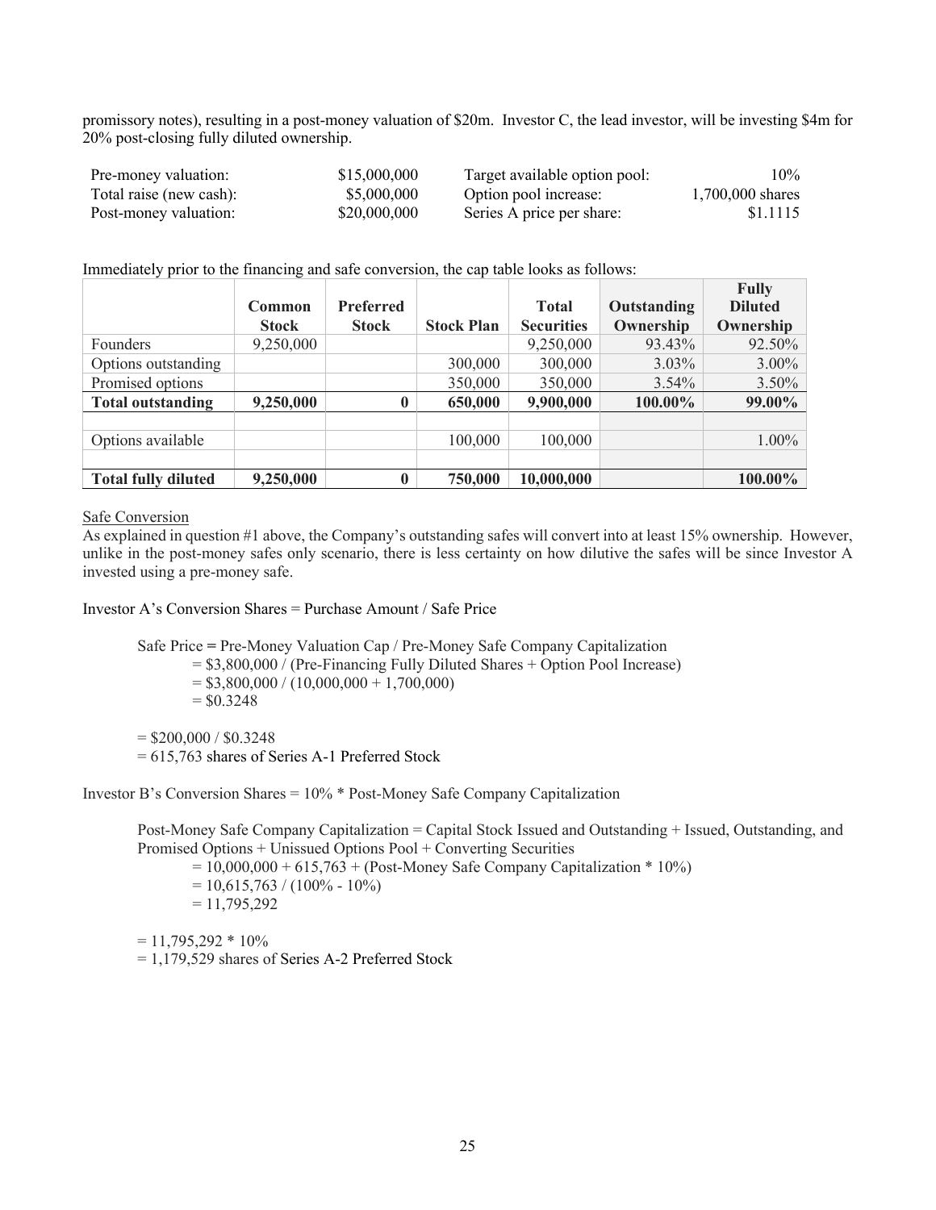promissory notes), resulting in a post-money valuation of $20m. Investor C, the lead investor, will be investing $4m for 20% post-closing fully diluted ownership.

| | | | |
|---|---|---|---|
| Pre-money valuation: | $15,000,000 | Target available option pool: | 10% |
| Total raise (new cash): | $5,000,000 | Option pool increase: | 1,700,000 shares |
| Post-money valuation: | $20,000,000 | Series A price per share: | $1.1115 |

Immediately prior to the financing and safe conversion, the cap table looks as follows:

| | Common Stock | Preferred Stock | Stock Plan | Total Securities | Outstanding Ownership | Fully Diluted Ownership |
|---|---|---|---|---|---|---|
| Founders | 9,250,000 | | | 9,250,000 | 93.43% | 92.50% |
| Options outstanding | | | 300,000 | 300,000 | 3.03% | 3.00% |
| Promised options | | | 350,000 | 350,000 | 3.54% | 3.50% |
| **Total outstanding** | **9,250,000** | **0** | **650,000** | **9,900,000** | **100.00%** | **99.00%** |
| | | | | | | |
| Options available | | | 100,000 | 100,000 | | 1.00% |
| | | | | | | |
| **Total fully diluted** | **9,250,000** | **0** | **750,000** | **10,000,000** | | **100.00%** |

Safe Conversion

As explained in question #1 above, the Company's outstanding safes will convert into at least 15% ownership. However, unlike in the post-money safes only scenario, there is less certainty on how dilutive the safes will be since Investor A invested using a pre-money safe.

Investor A's Conversion Shares = Purchase Amount / Safe Price

> Safe Price **=** Pre-Money Valuation Cap / Pre-Money Safe Company Capitalization
>
> = $3,800,000 / (Pre-Financing Fully Diluted Shares + Option Pool Increase)
>
> = $3,800,000 / (10,000,000 + 1,700,000)
>
> = $0.3248
>
> = $200,000 / $0.3248
>
> = 615,763 shares of Series A-1 Preferred Stock

Investor B's Conversion Shares = 10% * Post-Money Safe Company Capitalization

> Post-Money Safe Company Capitalization = Capital Stock Issued and Outstanding + Issued, Outstanding, and Promised Options + Unissued Options Pool + Converting Securities
>
> = 10,000,000 + 615,763 + (Post-Money Safe Company Capitalization * 10%)
>
> = 10,615,763 / (100% - 10%)
>
> = 11,795,292
>
> = 11,795,292 * 10%
>
> = 1,179,529 shares of Series A-2 Preferred Stock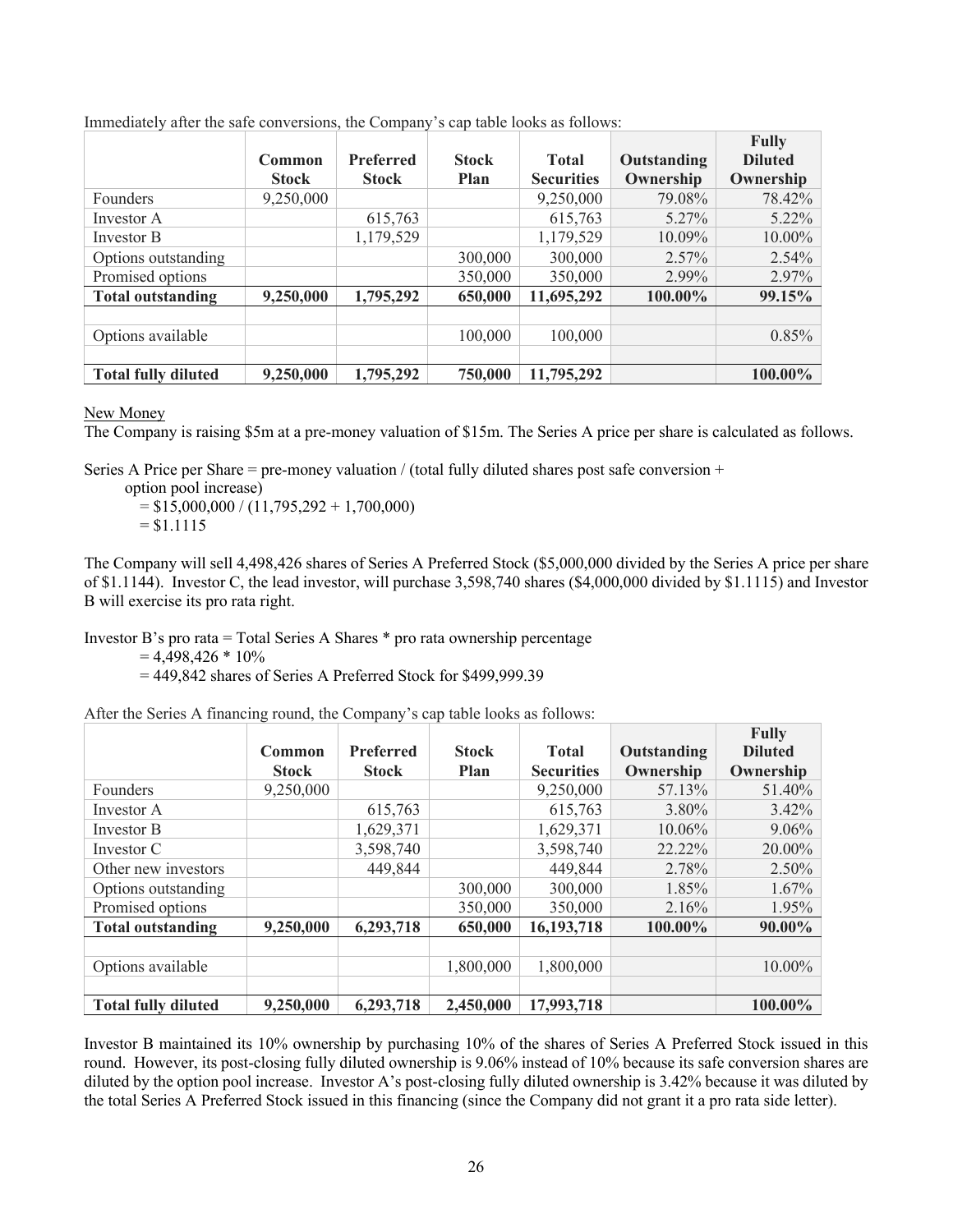Immediately after the safe conversions, the Company's cap table looks as follows:

| | Common Stock | Preferred Stock | Stock Plan | Total Securities | Outstanding Ownership | Fully Diluted Ownership |
|---|---|---|---|---|---|---|
| Founders | 9,250,000 | | | 9,250,000 | 79.08% | 78.42% |
| Investor A | | 615,763 | | 615,763 | 5.27% | 5.22% |
| Investor B | | 1,179,529 | | 1,179,529 | 10.09% | 10.00% |
| Options outstanding | | | 300,000 | 300,000 | 2.57% | 2.54% |
| Promised options | | | 350,000 | 350,000 | 2.99% | 2.97% |
| **Total outstanding** | **9,250,000** | **1,795,292** | **650,000** | **11,695,292** | **100.00%** | **99.15%** |
| | | | | | | |
| Options available | | | 100,000 | 100,000 | | 0.85% |
| | | | | | | |
| **Total fully diluted** | **9,250,000** | **1,795,292** | **750,000** | **11,795,292** | | **100.00%** |

<u>New Money</u>

The Company is raising $5m at a pre-money valuation of $15m. The Series A price per share is calculated as follows.

Series A Price per Share = pre-money valuation / (total fully diluted shares post safe conversion + option pool increase)

= $15,000,000 / (11,795,292 + 1,700,000)

= $1.1115

The Company will sell 4,498,426 shares of Series A Preferred Stock ($5,000,000 divided by the Series A price per share of $1.1144). Investor C, the lead investor, will purchase 3,598,740 shares ($4,000,000 divided by $1.1115) and Investor B will exercise its pro rata right.

Investor B's pro rata = Total Series A Shares * pro rata ownership percentage

= 4,498,426 * 10%

= 449,842 shares of Series A Preferred Stock for $499,999.39

After the Series A financing round, the Company's cap table looks as follows:

| | Common Stock | Preferred Stock | Stock Plan | Total Securities | Outstanding Ownership | Fully Diluted Ownership |
|---|---|---|---|---|---|---|
| Founders | 9,250,000 | | | 9,250,000 | 57.13% | 51.40% |
| Investor A | | 615,763 | | 615,763 | 3.80% | 3.42% |
| Investor B | | 1,629,371 | | 1,629,371 | 10.06% | 9.06% |
| Investor C | | 3,598,740 | | 3,598,740 | 22.22% | 20.00% |
| Other new investors | | 449,844 | | 449,844 | 2.78% | 2.50% |
| Options outstanding | | | 300,000 | 300,000 | 1.85% | 1.67% |
| Promised options | | | 350,000 | 350,000 | 2.16% | 1.95% |
| **Total outstanding** | **9,250,000** | **6,293,718** | **650,000** | **16,193,718** | **100.00%** | **90.00%** |
| | | | | | | |
| Options available | | | 1,800,000 | 1,800,000 | | 10.00% |
| | | | | | | |
| **Total fully diluted** | **9,250,000** | **6,293,718** | **2,450,000** | **17,993,718** | | **100.00%** |

Investor B maintained its 10% ownership by purchasing 10% of the shares of Series A Preferred Stock issued in this round. However, its post-closing fully diluted ownership is 9.06% instead of 10% because its safe conversion shares are diluted by the option pool increase. Investor A's post-closing fully diluted ownership is 3.42% because it was diluted by the total Series A Preferred Stock issued in this financing (since the Company did not grant it a pro rata side letter).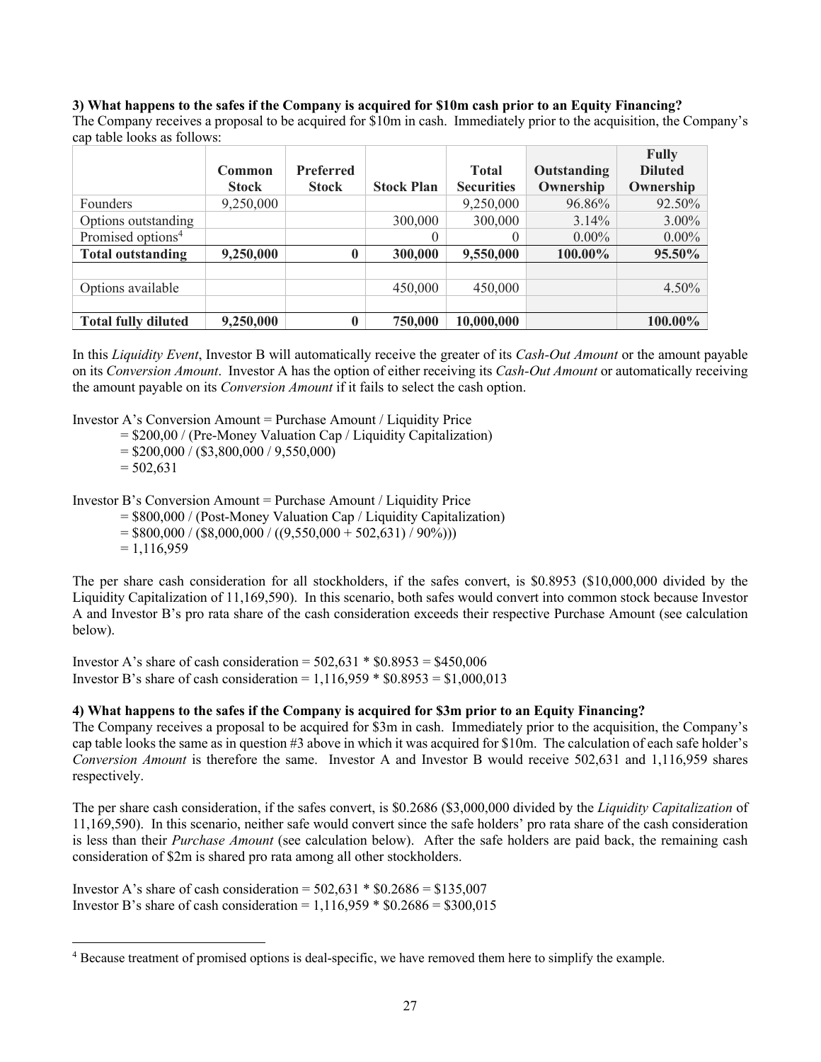**3) What happens to the safes if the Company is acquired for $10m cash prior to an Equity Financing?**

The Company receives a proposal to be acquired for $10m in cash. Immediately prior to the acquisition, the Company's cap table looks as follows:

| | Common Stock | Preferred Stock | Stock Plan | Total Securities | Outstanding Ownership | Fully Diluted Ownership |
|---|---|---|---|---|---|---|
| Founders | 9,250,000 | | | 9,250,000 | 96.86% | 92.50% |
| Options outstanding | | | 300,000 | 300,000 | 3.14% | 3.00% |
| Promised options[4] | | | 0 | 0 | 0.00% | 0.00% |
| **Total outstanding** | **9,250,000** | **0** | **300,000** | **9,550,000** | **100.00%** | **95.50%** |
| | | | | | | |
| Options available | | | 450,000 | 450,000 | | 4.50% |
| | | | | | | |
| **Total fully diluted** | **9,250,000** | **0** | **750,000** | **10,000,000** | | **100.00%** |

In this *Liquidity Event*, Investor B will automatically receive the greater of its *Cash-Out Amount* or the amount payable on its *Conversion Amount*. Investor A has the option of either receiving its *Cash-Out Amount* or automatically receiving the amount payable on its *Conversion Amount* if it fails to select the cash option.

Investor A's Conversion Amount = Purchase Amount / Liquidity Price
= $200,00 / (Pre-Money Valuation Cap / Liquidity Capitalization)
= $200,000 / ($3,800,000 / 9,550,000)
= 502,631

Investor B's Conversion Amount = Purchase Amount / Liquidity Price
= $800,000 / (Post-Money Valuation Cap / Liquidity Capitalization)
= $800,000 / ($8,000,000 / ((9,550,000 + 502,631) / 90%)))
= 1,116,959

The per share cash consideration for all stockholders, if the safes convert, is $0.8953 ($10,000,000 divided by the Liquidity Capitalization of 11,169,590). In this scenario, both safes would convert into common stock because Investor A and Investor B's pro rata share of the cash consideration exceeds their respective Purchase Amount (see calculation below).

Investor A's share of cash consideration = 502,631 * $0.8953 = $450,006
Investor B's share of cash consideration = 1,116,959 * $0.8953 = $1,000,013

**4) What happens to the safes if the Company is acquired for $3m prior to an Equity Financing?**

The Company receives a proposal to be acquired for $3m in cash. Immediately prior to the acquisition, the Company's cap table looks the same as in question #3 above in which it was acquired for $10m. The calculation of each safe holder's *Conversion Amount* is therefore the same. Investor A and Investor B would receive 502,631 and 1,116,959 shares respectively.

The per share cash consideration, if the safes convert, is $0.2686 ($3,000,000 divided by the *Liquidity Capitalization* of 11,169,590). In this scenario, neither safe would convert since the safe holders' pro rata share of the cash consideration is less than their *Purchase Amount* (see calculation below). After the safe holders are paid back, the remaining cash consideration of $2m is shared pro rata among all other stockholders.

Investor A's share of cash consideration = 502,631 * $0.2686 = $135,007
Investor B's share of cash consideration = 1,116,959 * $0.2686 = $300,015

[4] Because treatment of promised options is deal-specific, we have removed them here to simplify the example.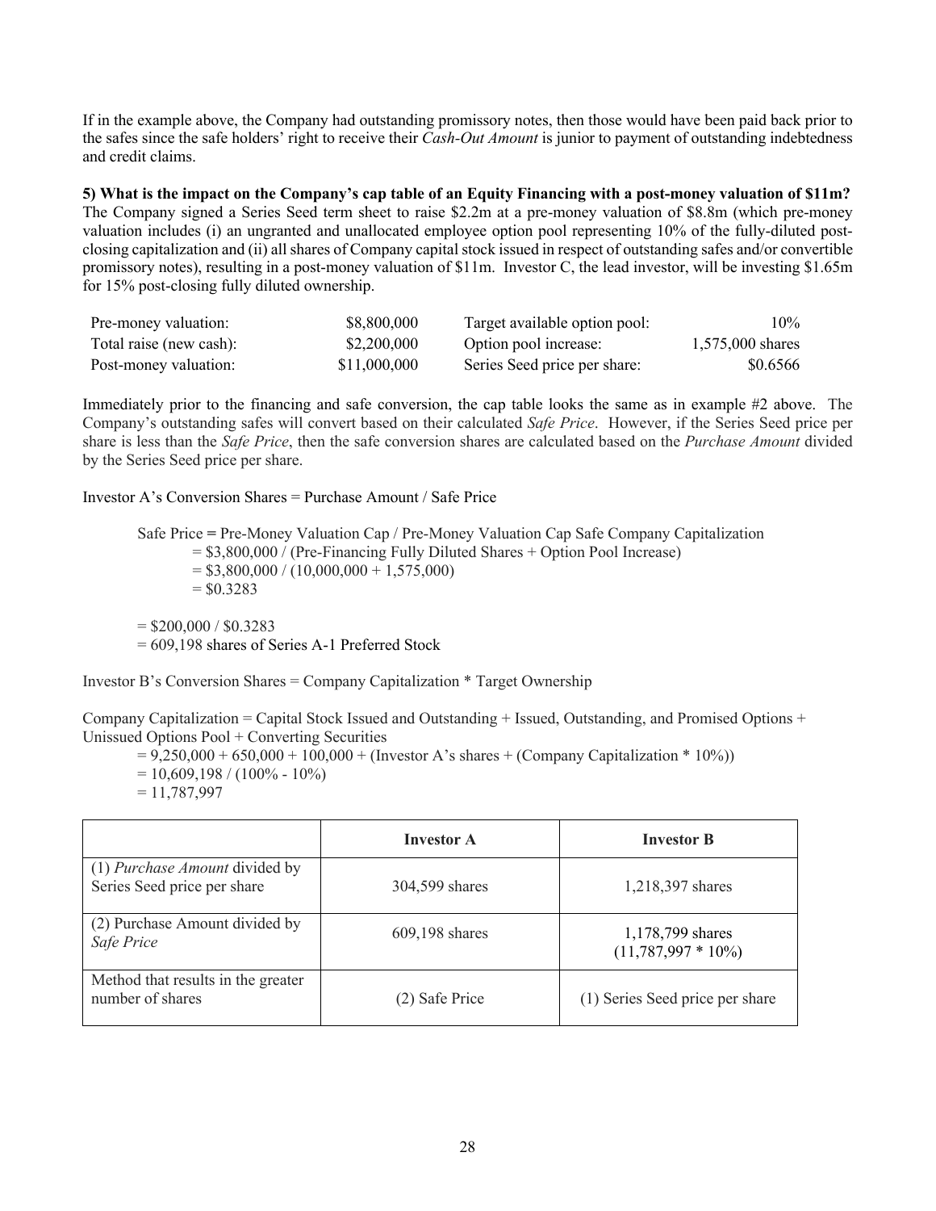If in the example above, the Company had outstanding promissory notes, then those would have been paid back prior to the safes since the safe holders' right to receive their *Cash-Out Amount* is junior to payment of outstanding indebtedness and credit claims.

**5) What is the impact on the Company's cap table of an Equity Financing with a post-money valuation of $11m?**
The Company signed a Series Seed term sheet to raise $2.2m at a pre-money valuation of $8.8m (which pre-money valuation includes (i) an ungranted and unallocated employee option pool representing 10% of the fully-diluted post-closing capitalization and (ii) all shares of Company capital stock issued in respect of outstanding safes and/or convertible promissory notes), resulting in a post-money valuation of $11m. Investor C, the lead investor, will be investing $1.65m for 15% post-closing fully diluted ownership.

| | | | |
|---|---|---|---|
| Pre-money valuation: | $8,800,000 | Target available option pool: | 10% |
| Total raise (new cash): | $2,200,000 | Option pool increase: | 1,575,000 shares |
| Post-money valuation: | $11,000,000 | Series Seed price per share: | $0.6566 |

Immediately prior to the financing and safe conversion, the cap table looks the same as in example #2 above. The Company's outstanding safes will convert based on their calculated *Safe Price*. However, if the Series Seed price per share is less than the *Safe Price*, then the safe conversion shares are calculated based on the *Purchase Amount* divided by the Series Seed price per share.

Investor A's Conversion Shares = Purchase Amount / Safe Price

> Safe Price = Pre-Money Valuation Cap / Pre-Money Valuation Cap Safe Company Capitalization
> = $3,800,000 / (Pre-Financing Fully Diluted Shares + Option Pool Increase)
> = $3,800,000 / (10,000,000 + 1,575,000)
> = $0.3283
>
> = $200,000 / $0.3283
> = 609,198 shares of Series A-1 Preferred Stock

Investor B's Conversion Shares = Company Capitalization * Target Ownership

Company Capitalization = Capital Stock Issued and Outstanding + Issued, Outstanding, and Promised Options + Unissued Options Pool + Converting Securities

> = 9,250,000 + 650,000 + 100,000 + (Investor A's shares + (Company Capitalization * 10%))
> = 10,609,198 / (100% - 10%)
> = 11,787,997

| | Investor A | Investor B |
|---|---|---|
| (1) *Purchase Amount* divided by Series Seed price per share | 304,599 shares | 1,218,397 shares |
| (2) Purchase Amount divided by *Safe Price* | 609,198 shares | 1,178,799 shares (11,787,997 * 10%) |
| Method that results in the greater number of shares | (2) Safe Price | (1) Series Seed price per share |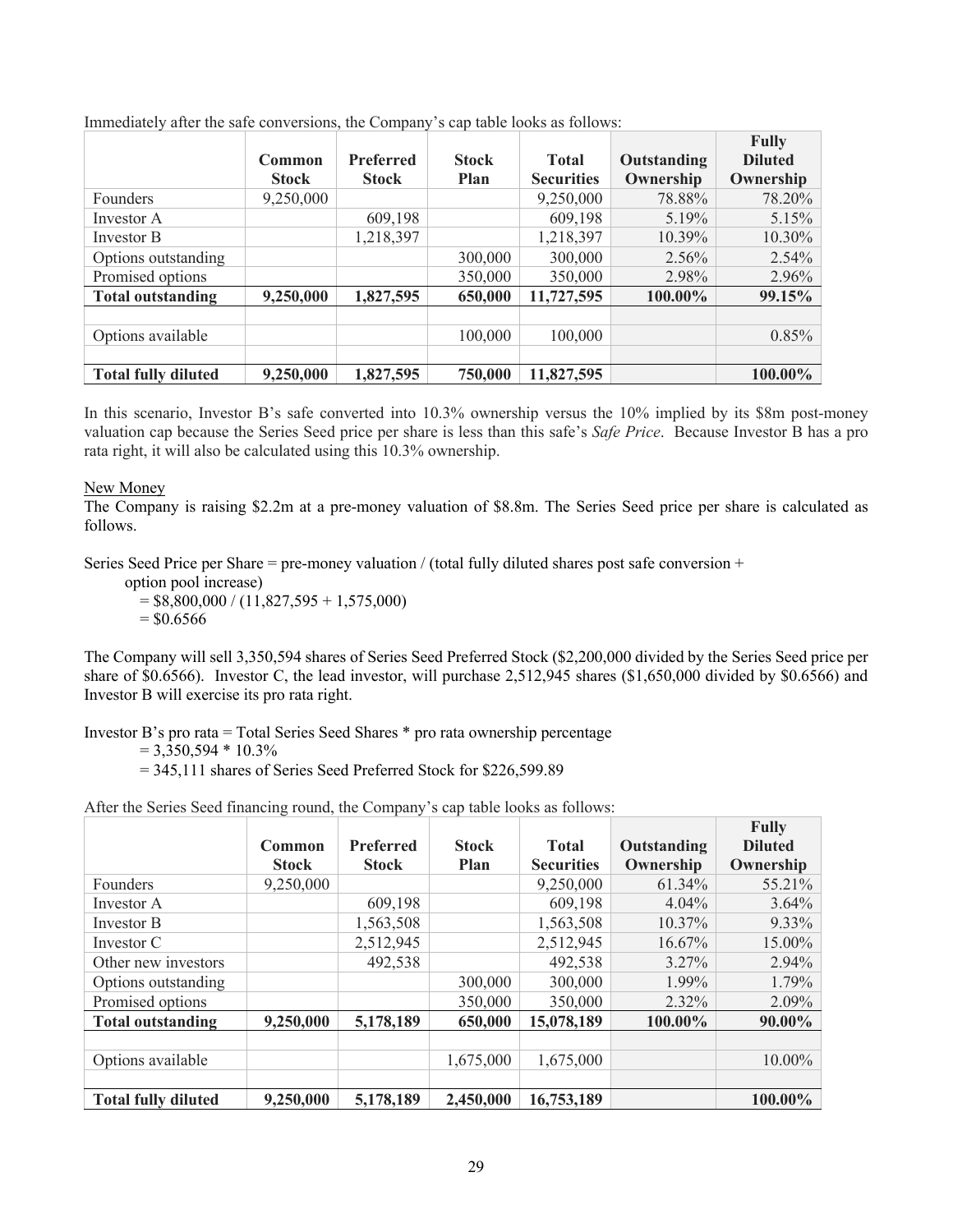Immediately after the safe conversions, the Company's cap table looks as follows:

| | Common Stock | Preferred Stock | Stock Plan | Total Securities | Outstanding Ownership | Fully Diluted Ownership |
|---|---|---|---|---|---|---|
| Founders | 9,250,000 | | | 9,250,000 | 78.88% | 78.20% |
| Investor A | | 609,198 | | 609,198 | 5.19% | 5.15% |
| Investor B | | 1,218,397 | | 1,218,397 | 10.39% | 10.30% |
| Options outstanding | | | 300,000 | 300,000 | 2.56% | 2.54% |
| Promised options | | | 350,000 | 350,000 | 2.98% | 2.96% |
| **Total outstanding** | **9,250,000** | **1,827,595** | **650,000** | **11,727,595** | **100.00%** | **99.15%** |
| | | | | | | |
| Options available | | | 100,000 | 100,000 | | 0.85% |
| | | | | | | |
| **Total fully diluted** | **9,250,000** | **1,827,595** | **750,000** | **11,827,595** | | **100.00%** |

In this scenario, Investor B's safe converted into 10.3% ownership versus the 10% implied by its $8m post-money valuation cap because the Series Seed price per share is less than this safe's *Safe Price*. Because Investor B has a pro rata right, it will also be calculated using this 10.3% ownership.

<u>New Money</u>

The Company is raising $2.2m at a pre-money valuation of $8.8m. The Series Seed price per share is calculated as follows.

Series Seed Price per Share = pre-money valuation / (total fully diluted shares post safe conversion + option pool increase)

= $8,800,000 / (11,827,595 + 1,575,000)

= $0.6566

The Company will sell 3,350,594 shares of Series Seed Preferred Stock ($2,200,000 divided by the Series Seed price per share of $0.6566). Investor C, the lead investor, will purchase 2,512,945 shares ($1,650,000 divided by $0.6566) and Investor B will exercise its pro rata right.

Investor B's pro rata = Total Series Seed Shares * pro rata ownership percentage

= 3,350,594 * 10.3%

= 345,111 shares of Series Seed Preferred Stock for $226,599.89

After the Series Seed financing round, the Company's cap table looks as follows:

| | Common Stock | Preferred Stock | Stock Plan | Total Securities | Outstanding Ownership | Fully Diluted Ownership |
|---|---|---|---|---|---|---|
| Founders | 9,250,000 | | | 9,250,000 | 61.34% | 55.21% |
| Investor A | | 609,198 | | 609,198 | 4.04% | 3.64% |
| Investor B | | 1,563,508 | | 1,563,508 | 10.37% | 9.33% |
| Investor C | | 2,512,945 | | 2,512,945 | 16.67% | 15.00% |
| Other new investors | | 492,538 | | 492,538 | 3.27% | 2.94% |
| Options outstanding | | | 300,000 | 300,000 | 1.99% | 1.79% |
| Promised options | | | 350,000 | 350,000 | 2.32% | 2.09% |
| **Total outstanding** | **9,250,000** | **5,178,189** | **650,000** | **15,078,189** | **100.00%** | **90.00%** |
| | | | | | | |
| Options available | | | 1,675,000 | 1,675,000 | | 10.00% |
| | | | | | | |
| **Total fully diluted** | **9,250,000** | **5,178,189** | **2,450,000** | **16,753,189** | | **100.00%** |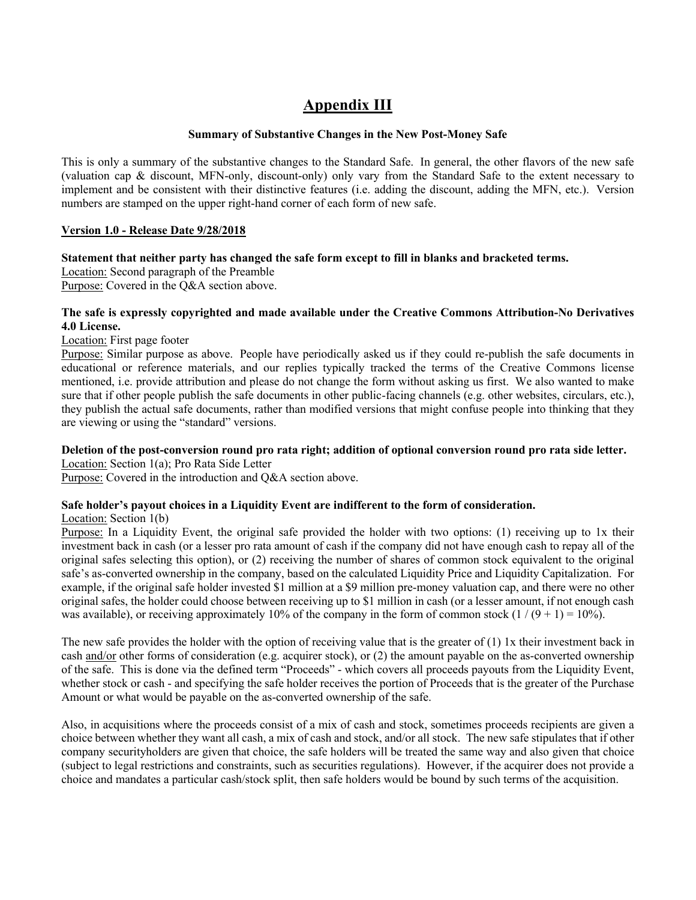# Appendix III

**Summary of Substantive Changes in the New Post-Money Safe**

This is only a summary of the substantive changes to the Standard Safe. In general, the other flavors of the new safe (valuation cap & discount, MFN-only, discount-only) only vary from the Standard Safe to the extent necessary to implement and be consistent with their distinctive features (i.e. adding the discount, adding the MFN, etc.). Version numbers are stamped on the upper right-hand corner of each form of new safe.

**Version 1.0 - Release Date 9/28/2018**

**Statement that neither party has changed the safe form except to fill in blanks and bracketed terms.**
Location: Second paragraph of the Preamble
Purpose: Covered in the Q&A section above.

**The safe is expressly copyrighted and made available under the Creative Commons Attribution-No Derivatives 4.0 License.**
Location: First page footer
Purpose: Similar purpose as above. People have periodically asked us if they could re-publish the safe documents in educational or reference materials, and our replies typically tracked the terms of the Creative Commons license mentioned, i.e. provide attribution and please do not change the form without asking us first. We also wanted to make sure that if other people publish the safe documents in other public-facing channels (e.g. other websites, circulars, etc.), they publish the actual safe documents, rather than modified versions that might confuse people into thinking that they are viewing or using the "standard" versions.

**Deletion of the post-conversion round pro rata right; addition of optional conversion round pro rata side letter.**
Location: Section 1(a); Pro Rata Side Letter
Purpose: Covered in the introduction and Q&A section above.

**Safe holder's payout choices in a Liquidity Event are indifferent to the form of consideration.**
Location: Section 1(b)
Purpose: In a Liquidity Event, the original safe provided the holder with two options: (1) receiving up to 1x their investment back in cash (or a lesser pro rata amount of cash if the company did not have enough cash to repay all of the original safes selecting this option), or (2) receiving the number of shares of common stock equivalent to the original safe's as-converted ownership in the company, based on the calculated Liquidity Price and Liquidity Capitalization. For example, if the original safe holder invested \$1 million at a \$9 million pre-money valuation cap, and there were no other original safes, the holder could choose between receiving up to \$1 million in cash (or a lesser amount, if not enough cash was available), or receiving approximately 10% of the company in the form of common stock (1 / (9 + 1) = 10%).

The new safe provides the holder with the option of receiving value that is the greater of (1) 1x their investment back in cash and/or other forms of consideration (e.g. acquirer stock), or (2) the amount payable on the as-converted ownership of the safe. This is done via the defined term "Proceeds" - which covers all proceeds payouts from the Liquidity Event, whether stock or cash - and specifying the safe holder receives the portion of Proceeds that is the greater of the Purchase Amount or what would be payable on the as-converted ownership of the safe.

Also, in acquisitions where the proceeds consist of a mix of cash and stock, sometimes proceeds recipients are given a choice between whether they want all cash, a mix of cash and stock, and/or all stock. The new safe stipulates that if other company securityholders are given that choice, the safe holders will be treated the same way and also given that choice (subject to legal restrictions and constraints, such as securities regulations). However, if the acquirer does not provide a choice and mandates a particular cash/stock split, then safe holders would be bound by such terms of the acquisition.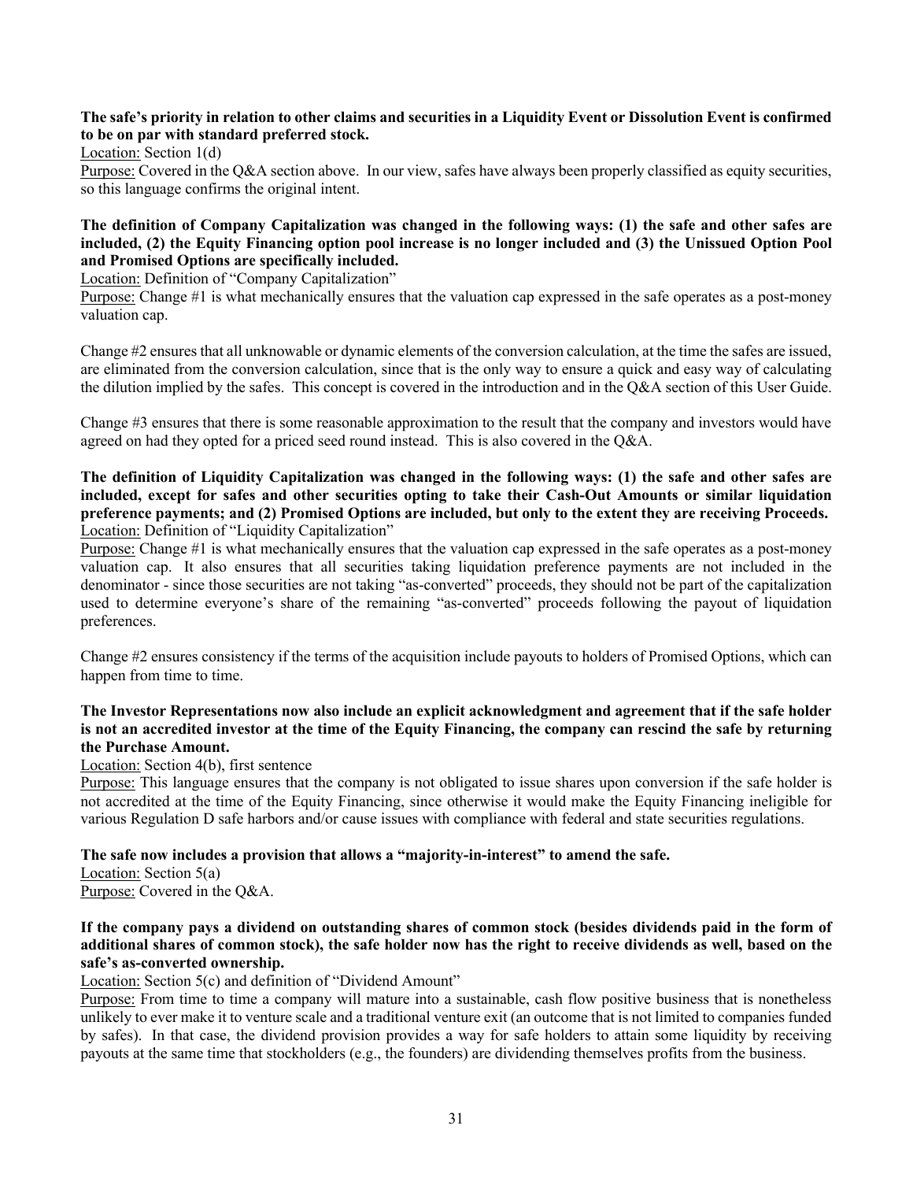**The safe's priority in relation to other claims and securities in a Liquidity Event or Dissolution Event is confirmed to be on par with standard preferred stock.**

<u>Location:</u> Section 1(d)

<u>Purpose:</u> Covered in the Q&A section above. In our view, safes have always been properly classified as equity securities, so this language confirms the original intent.

**The definition of Company Capitalization was changed in the following ways: (1) the safe and other safes are included, (2) the Equity Financing option pool increase is no longer included and (3) the Unissued Option Pool and Promised Options are specifically included.**

<u>Location:</u> Definition of "Company Capitalization"

<u>Purpose:</u> Change #1 is what mechanically ensures that the valuation cap expressed in the safe operates as a post-money valuation cap.

Change #2 ensures that all unknowable or dynamic elements of the conversion calculation, at the time the safes are issued, are eliminated from the conversion calculation, since that is the only way to ensure a quick and easy way of calculating the dilution implied by the safes. This concept is covered in the introduction and in the Q&A section of this User Guide.

Change #3 ensures that there is some reasonable approximation to the result that the company and investors would have agreed on had they opted for a priced seed round instead. This is also covered in the Q&A.

**The definition of Liquidity Capitalization was changed in the following ways: (1) the safe and other safes are included, except for safes and other securities opting to take their Cash-Out Amounts or similar liquidation preference payments; and (2) Promised Options are included, but only to the extent they are receiving Proceeds.**

<u>Location:</u> Definition of "Liquidity Capitalization"

<u>Purpose:</u> Change #1 is what mechanically ensures that the valuation cap expressed in the safe operates as a post-money valuation cap. It also ensures that all securities taking liquidation preference payments are not included in the denominator - since those securities are not taking "as-converted" proceeds, they should not be part of the capitalization used to determine everyone's share of the remaining "as-converted" proceeds following the payout of liquidation preferences.

Change #2 ensures consistency if the terms of the acquisition include payouts to holders of Promised Options, which can happen from time to time.

**The Investor Representations now also include an explicit acknowledgment and agreement that if the safe holder is not an accredited investor at the time of the Equity Financing, the company can rescind the safe by returning the Purchase Amount.**

<u>Location:</u> Section 4(b), first sentence

<u>Purpose:</u> This language ensures that the company is not obligated to issue shares upon conversion if the safe holder is not accredited at the time of the Equity Financing, since otherwise it would make the Equity Financing ineligible for various Regulation D safe harbors and/or cause issues with compliance with federal and state securities regulations.

**The safe now includes a provision that allows a "majority-in-interest" to amend the safe.**

<u>Location:</u> Section 5(a)

<u>Purpose:</u> Covered in the Q&A.

**If the company pays a dividend on outstanding shares of common stock (besides dividends paid in the form of additional shares of common stock), the safe holder now has the right to receive dividends as well, based on the safe's as-converted ownership.**

<u>Location:</u> Section 5(c) and definition of "Dividend Amount"

<u>Purpose:</u> From time to time a company will mature into a sustainable, cash flow positive business that is nonetheless unlikely to ever make it to venture scale and a traditional venture exit (an outcome that is not limited to companies funded by safes). In that case, the dividend provision provides a way for safe holders to attain some liquidity by receiving payouts at the same time that stockholders (e.g., the founders) are dividending themselves profits from the business.